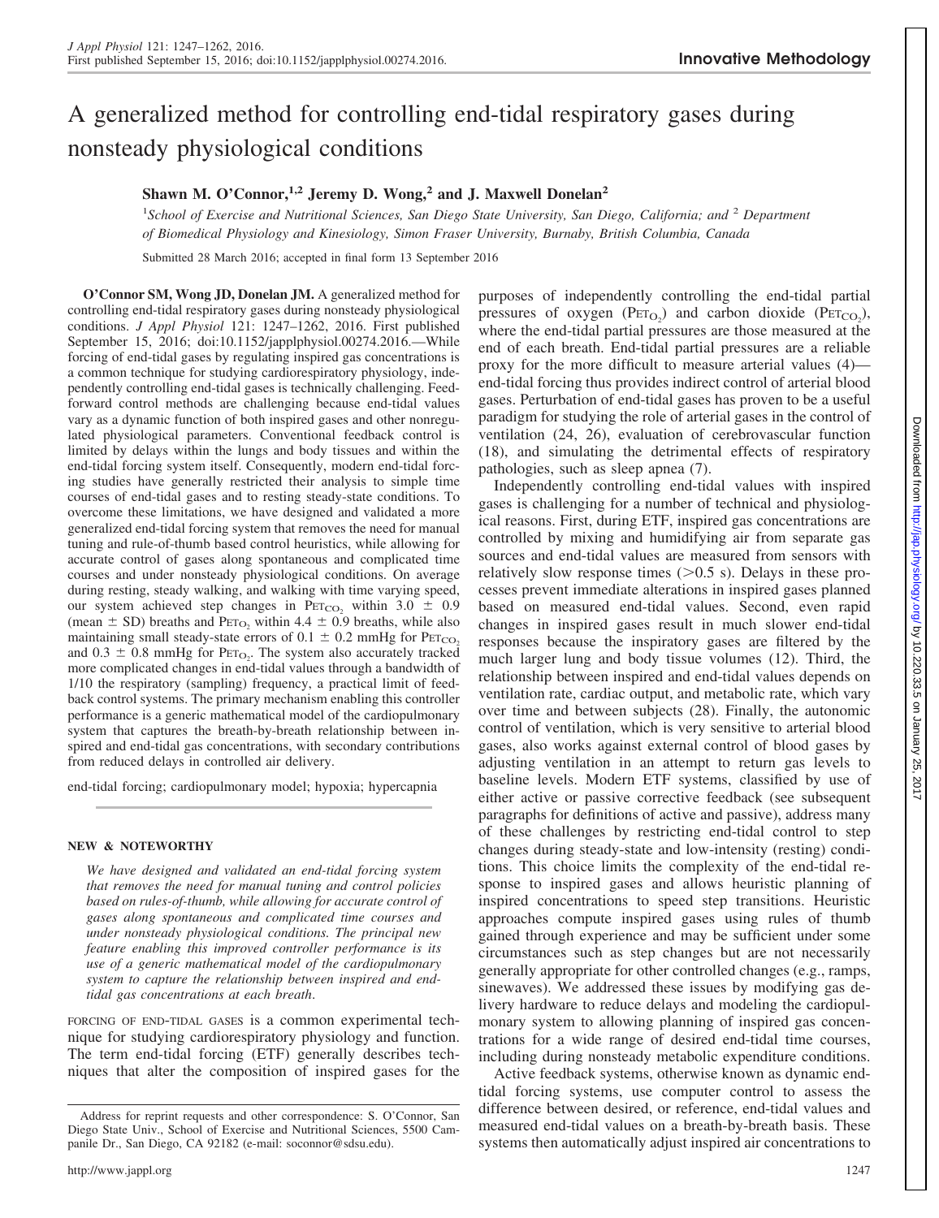# A generalized method for controlling end-tidal respiratory gases during nonsteady physiological conditions

**Shawn M. O'Connor,[1,2] Jeremy D. Wong,[2] and J. Maxwell Donelan[2]**

[1]*School of Exercise and Nutritional Sciences, San Diego State University, San Diego, California; and* [2] *Department of Biomedical Physiology and Kinesiology, Simon Fraser University, Burnaby, British Columbia, Canada*

Submitted 28 March 2016; accepted in final form 13 September 2016

**O'Connor SM, Wong JD, Donelan JM.** A generalized method for controlling end-tidal respiratory gases during nonsteady physiological conditions. *J Appl Physiol* 121: 1247–1262, 2016. First published September 15, 2016; doi:10.1152/japplphysiol.00274.2016.—While forcing of end-tidal gases by regulating inspired gas concentrations is a common technique for studying cardiorespiratory physiology, independently controlling end-tidal gases is technically challenging. Feedforward control methods are challenging because end-tidal values vary as a dynamic function of both inspired gases and other nonregulated physiological parameters. Conventional feedback control is limited by delays within the lungs and body tissues and within the end-tidal forcing system itself. Consequently, modern end-tidal forcing studies have generally restricted their analysis to simple time courses of end-tidal gases and to resting steady-state conditions. To overcome these limitations, we have designed and validated a more generalized end-tidal forcing system that removes the need for manual tuning and rule-of-thumb based control heuristics, while allowing for accurate control of gases along spontaneous and complicated time courses and under nonsteady physiological conditions. On average during resting, steady walking, and walking with time varying speed, our system achieved step changes in $P_{ET_{CO_2}}$ within 3.0 ± 0.9 (mean ± SD) breaths and $P_{ET_{O_2}}$ within 4.4 ± 0.9 breaths, while also maintaining small steady-state errors of 0.1 ± 0.2 mmHg for $P_{ET_{CO_2}}$ and 0.3 ± 0.8 mmHg for $P_{ET_{O_2}}$. The system also accurately tracked more complicated changes in end-tidal values through a bandwidth of 1/10 the respiratory (sampling) frequency, a practical limit of feedback control systems. The primary mechanism enabling this controller performance is a generic mathematical model of the cardiopulmonary system that captures the breath-by-breath relationship between inspired and end-tidal gas concentrations, with secondary contributions from reduced delays in controlled air delivery.

end-tidal forcing; cardiopulmonary model; hypoxia; hypercapnia

## NEW & NOTEWORTHY

*We have designed and validated an end-tidal forcing system that removes the need for manual tuning and control policies based on rules-of-thumb, while allowing for accurate control of gases along spontaneous and complicated time courses and under nonsteady physiological conditions. The principal new feature enabling this improved controller performance is its use of a generic mathematical model of the cardiopulmonary system to capture the relationship between inspired and end-tidal gas concentrations at each breath.*

FORCING OF END-TIDAL GASES is a common experimental technique for studying cardiorespiratory physiology and function. The term end-tidal forcing (ETF) generally describes techniques that alter the composition of inspired gases for the purposes of independently controlling the end-tidal partial pressures of oxygen ($P_{ET_{O_2}}$) and carbon dioxide ($P_{ET_{CO_2}}$), where the end-tidal partial pressures are those measured at the end of each breath. End-tidal partial pressures are a reliable proxy for the more difficult to measure arterial values (4)—end-tidal forcing thus provides indirect control of arterial blood gases. Perturbation of end-tidal gases has proven to be a useful paradigm for studying the role of arterial gases in the control of ventilation (24, 26), evaluation of cerebrovascular function (18), and simulating the detrimental effects of respiratory pathologies, such as sleep apnea (7).

Independently controlling end-tidal values with inspired gases is challenging for a number of technical and physiological reasons. First, during ETF, inspired gas concentrations are controlled by mixing and humidifying air from separate gas sources and end-tidal values are measured from sensors with relatively slow response times (>0.5 s). Delays in these processes prevent immediate alterations in inspired gases planned based on measured end-tidal values. Second, even rapid changes in inspired gases result in much slower end-tidal responses because the inspiratory gases are filtered by the much larger lung and body tissue volumes (12). Third, the relationship between inspired and end-tidal values depends on ventilation rate, cardiac output, and metabolic rate, which vary over time and between subjects (28). Finally, the autonomic control of ventilation, which is very sensitive to arterial blood gases, also works against external control of blood gases by adjusting ventilation in an attempt to return gas levels to baseline levels. Modern ETF systems, classified by use of either active or passive corrective feedback (see subsequent paragraphs for definitions of active and passive), address many of these challenges by restricting end-tidal control to step changes during steady-state and low-intensity (resting) conditions. This choice limits the complexity of the end-tidal response to inspired gases and allows heuristic planning of inspired concentrations to speed step transitions. Heuristic approaches compute inspired gases using rules of thumb gained through experience and may be sufficient under some circumstances such as step changes but are not necessarily generally appropriate for other controlled changes (e.g., ramps, sinewaves). We addressed these issues by modifying gas delivery hardware to reduce delays and modeling the cardiopulmonary system to allowing planning of inspired gas concentrations for a wide range of desired end-tidal time courses, including during nonsteady metabolic expenditure conditions.

Active feedback systems, otherwise known as dynamic end-tidal forcing systems, use computer control to assess the difference between desired, or reference, end-tidal values and measured end-tidal values on a breath-by-breath basis. These systems then automatically adjust inspired air concentrations to

Address for reprint requests and other correspondence: S. O'Connor, San Diego State Univ., School of Exercise and Nutritional Sciences, 5500 Campanile Dr., San Diego, CA 92182 (e-mail: soconnor@sdsu.edu).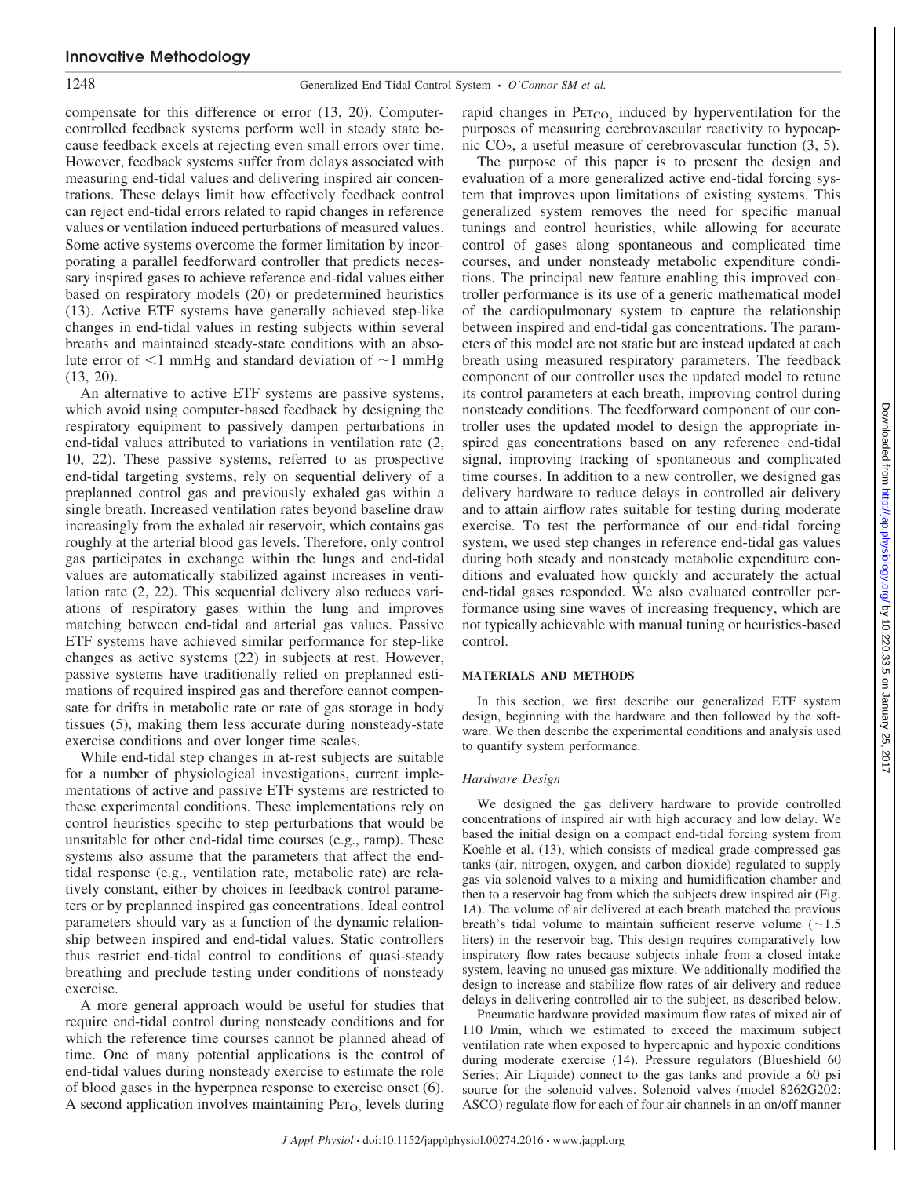compensate for this difference or error (13, 20). Computer-controlled feedback systems perform well in steady state because feedback excels at rejecting even small errors over time. However, feedback systems suffer from delays associated with measuring end-tidal values and delivering inspired air concentrations. These delays limit how effectively feedback control can reject end-tidal errors related to rapid changes in reference values or ventilation induced perturbations of measured values. Some active systems overcome the former limitation by incorporating a parallel feedforward controller that predicts necessary inspired gases to achieve reference end-tidal values either based on respiratory models (20) or predetermined heuristics (13). Active ETF systems have generally achieved step-like changes in end-tidal values in resting subjects within several breaths and maintained steady-state conditions with an absolute error of <1 mmHg and standard deviation of ~1 mmHg (13, 20).

An alternative to active ETF systems are passive systems, which avoid using computer-based feedback by designing the respiratory equipment to passively dampen perturbations in end-tidal values attributed to variations in ventilation rate (2, 10, 22). These passive systems, referred to as prospective end-tidal targeting systems, rely on sequential delivery of a preplanned control gas and previously exhaled gas within a single breath. Increased ventilation rates beyond baseline draw increasingly from the exhaled air reservoir, which contains gas roughly at the arterial blood gas levels. Therefore, only control gas participates in exchange within the lungs and end-tidal values are automatically stabilized against increases in ventilation rate (2, 22). This sequential delivery also reduces variations of respiratory gases within the lung and improves matching between end-tidal and arterial gas values. Passive ETF systems have achieved similar performance for step-like changes as active systems (22) in subjects at rest. However, passive systems have traditionally relied on preplanned estimations of required inspired gas and therefore cannot compensate for drifts in metabolic rate or rate of gas storage in body tissues (5), making them less accurate during nonsteady-state exercise conditions and over longer time scales.

While end-tidal step changes in at-rest subjects are suitable for a number of physiological investigations, current implementations of active and passive ETF systems are restricted to these experimental conditions. These implementations rely on control heuristics specific to step perturbations that would be unsuitable for other end-tidal time courses (e.g., ramp). These systems also assume that the parameters that affect the end-tidal response (e.g., ventilation rate, metabolic rate) are relatively constant, either by choices in feedback control parameters or by preplanned inspired gas concentrations. Ideal control parameters should vary as a function of the dynamic relationship between inspired and end-tidal values. Static controllers thus restrict end-tidal control to conditions of quasi-steady breathing and preclude testing under conditions of nonsteady exercise.

A more general approach would be useful for studies that require end-tidal control during nonsteady conditions and for which the reference time courses cannot be planned ahead of time. One of many potential applications is the control of end-tidal values during nonsteady exercise to estimate the role of blood gases in the hyperpnea response to exercise onset (6). A second application involves maintaining $P_{ET_{O_2}}$ levels during rapid changes in $P_{ET_{CO_2}}$ induced by hyperventilation for the purposes of measuring cerebrovascular reactivity to hypocapnic $CO_2$, a useful measure of cerebrovascular function (3, 5).

The purpose of this paper is to present the design and evaluation of a more generalized active end-tidal forcing system that improves upon limitations of existing systems. This generalized system removes the need for specific manual tunings and control heuristics, while allowing for accurate control of gases along spontaneous and complicated time courses, and under nonsteady metabolic expenditure conditions. The principal new feature enabling this improved controller performance is its use of a generic mathematical model of the cardiopulmonary system to capture the relationship between inspired and end-tidal gas concentrations. The parameters of this model are not static but are instead updated at each breath using measured respiratory parameters. The feedback component of our controller uses the updated model to retune its control parameters at each breath, improving control during nonsteady conditions. The feedforward component of our controller uses the updated model to design the appropriate inspired gas concentrations based on any reference end-tidal signal, improving tracking of spontaneous and complicated time courses. In addition to a new controller, we designed gas delivery hardware to reduce delays in controlled air delivery and to attain airflow rates suitable for testing during moderate exercise. To test the performance of our end-tidal forcing system, we used step changes in reference end-tidal gas values during both steady and nonsteady metabolic expenditure conditions and evaluated how quickly and accurately the actual end-tidal gases responded. We also evaluated controller performance using sine waves of increasing frequency, which are not typically achievable with manual tuning or heuristics-based control.

## MATERIALS AND METHODS

In this section, we first describe our generalized ETF system design, beginning with the hardware and then followed by the software. We then describe the experimental conditions and analysis used to quantify system performance.

### *Hardware Design*

We designed the gas delivery hardware to provide controlled concentrations of inspired air with high accuracy and low delay. We based the initial design on a compact end-tidal forcing system from Koehle et al. (13), which consists of medical grade compressed gas tanks (air, nitrogen, oxygen, and carbon dioxide) regulated to supply gas via solenoid valves to a mixing and humidification chamber and then to a reservoir bag from which the subjects drew inspired air (Fig. 1*A*). The volume of air delivered at each breath matched the previous breath's tidal volume to maintain sufficient reserve volume (~1.5 liters) in the reservoir bag. This design requires comparatively low inspiratory flow rates because subjects inhale from a closed intake system, leaving no unused gas mixture. We additionally modified the design to increase and stabilize flow rates of air delivery and reduce delays in delivering controlled air to the subject, as described below.

Pneumatic hardware provided maximum flow rates of mixed air of 110 l/min, which we estimated to exceed the maximum subject ventilation rate when exposed to hypercapnic and hypoxic conditions during moderate exercise (14). Pressure regulators (Blueshield 60 Series; Air Liquide) connect to the gas tanks and provide a 60 psi source for the solenoid valves. Solenoid valves (model 8262G202; ASCO) regulate flow for each of four air channels in an on/off manner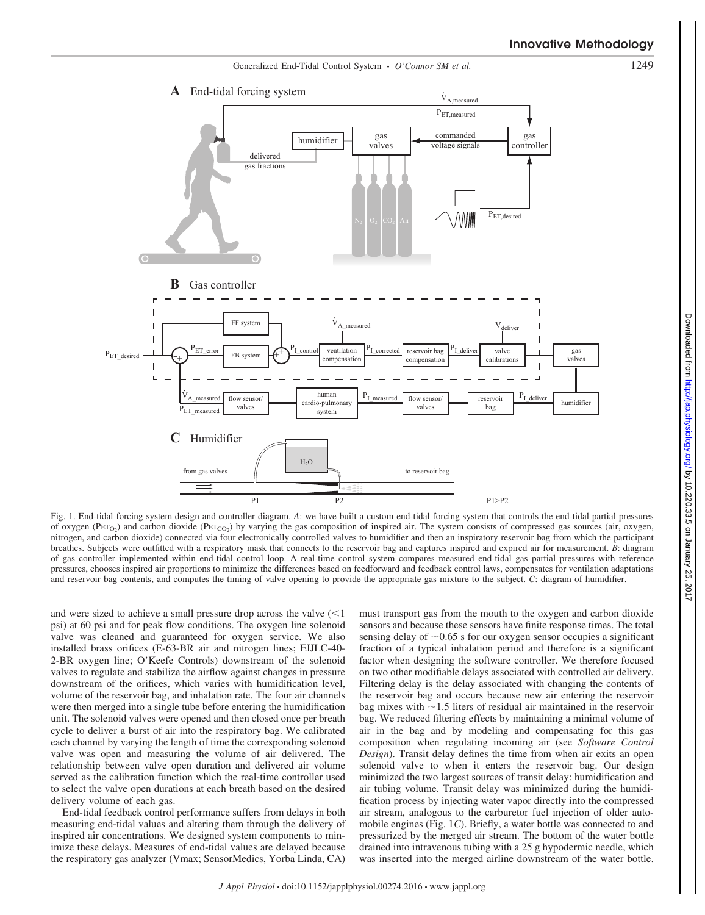Fig. 1. End-tidal forcing system design and controller diagram. *A*: we have built a custom end-tidal forcing system that controls the end-tidal partial pressures of oxygen ($P_{ET_{O_2}}$) and carbon dioxide ($P_{ET_{CO_2}}$) by varying the gas composition of inspired air. The system consists of compressed gas sources (air, oxygen, nitrogen, and carbon dioxide) connected via four electronically controlled valves to humidifier and then an inspiratory reservoir bag from which the participant breathes. Subjects were outfitted with a respiratory mask that connects to the reservoir bag and captures inspired and expired air for measurement. *B*: diagram of gas controller implemented within end-tidal control loop. A real-time control system compares measured end-tidal gas partial pressures with reference pressures, chooses inspired air proportions to minimize the differences based on feedforward and feedback control laws, compensates for ventilation adaptations and reservoir bag contents, and computes the timing of valve opening to provide the appropriate gas mixture to the subject. *C*: diagram of humidifier.

and were sized to achieve a small pressure drop across the valve (<1 psi) at 60 psi and for peak flow conditions. The oxygen line solenoid valve was cleaned and guaranteed for oxygen service. We also installed brass orifices (E-63-BR air and nitrogen lines; EIJLC-40-2-BR oxygen line; O'Keefe Controls) downstream of the solenoid valves to regulate and stabilize the airflow against changes in pressure downstream of the orifices, which varies with humidification level, volume of the reservoir bag, and inhalation rate. The four air channels were then merged into a single tube before entering the humidification unit. The solenoid valves were opened and then closed once per breath cycle to deliver a burst of air into the respiratory bag. We calibrated each channel by varying the length of time the corresponding solenoid valve was open and measuring the volume of air delivered. The relationship between valve open duration and delivered air volume served as the calibration function which the real-time controller used to select the valve open durations at each breath based on the desired delivery volume of each gas.

End-tidal feedback control performance suffers from delays in both measuring end-tidal values and altering them through the delivery of inspired air concentrations. We designed system components to minimize these delays. Measures of end-tidal values are delayed because the respiratory gas analyzer (Vmax; SensorMedics, Yorba Linda, CA) must transport gas from the mouth to the oxygen and carbon dioxide sensors and because these sensors have finite response times. The total sensing delay of ~0.65 s for our oxygen sensor occupies a significant fraction of a typical inhalation period and therefore is a significant factor when designing the software controller. We therefore focused on two other modifiable delays associated with controlled air delivery. Filtering delay is the delay associated with changing the contents of the reservoir bag and occurs because new air entering the reservoir bag mixes with ~1.5 liters of residual air maintained in the reservoir bag. We reduced filtering effects by maintaining a minimal volume of air in the bag and by modeling and compensating for this gas composition when regulating incoming air (see *Software Control Design*). Transit delay defines the time from when air exits an open solenoid valve to when it enters the reservoir bag. Our design minimized the two largest sources of transit delay: humidification and air tubing volume. Transit delay was minimized during the humidification process by injecting water vapor directly into the compressed air stream, analogous to the carburetor fuel injection of older automobile engines (Fig. 1*C*). Briefly, a water bottle was connected to and pressurized by the merged air stream. The bottom of the water bottle drained into intravenous tubing with a 25 g hypodermic needle, which was inserted into the merged airline downstream of the water bottle.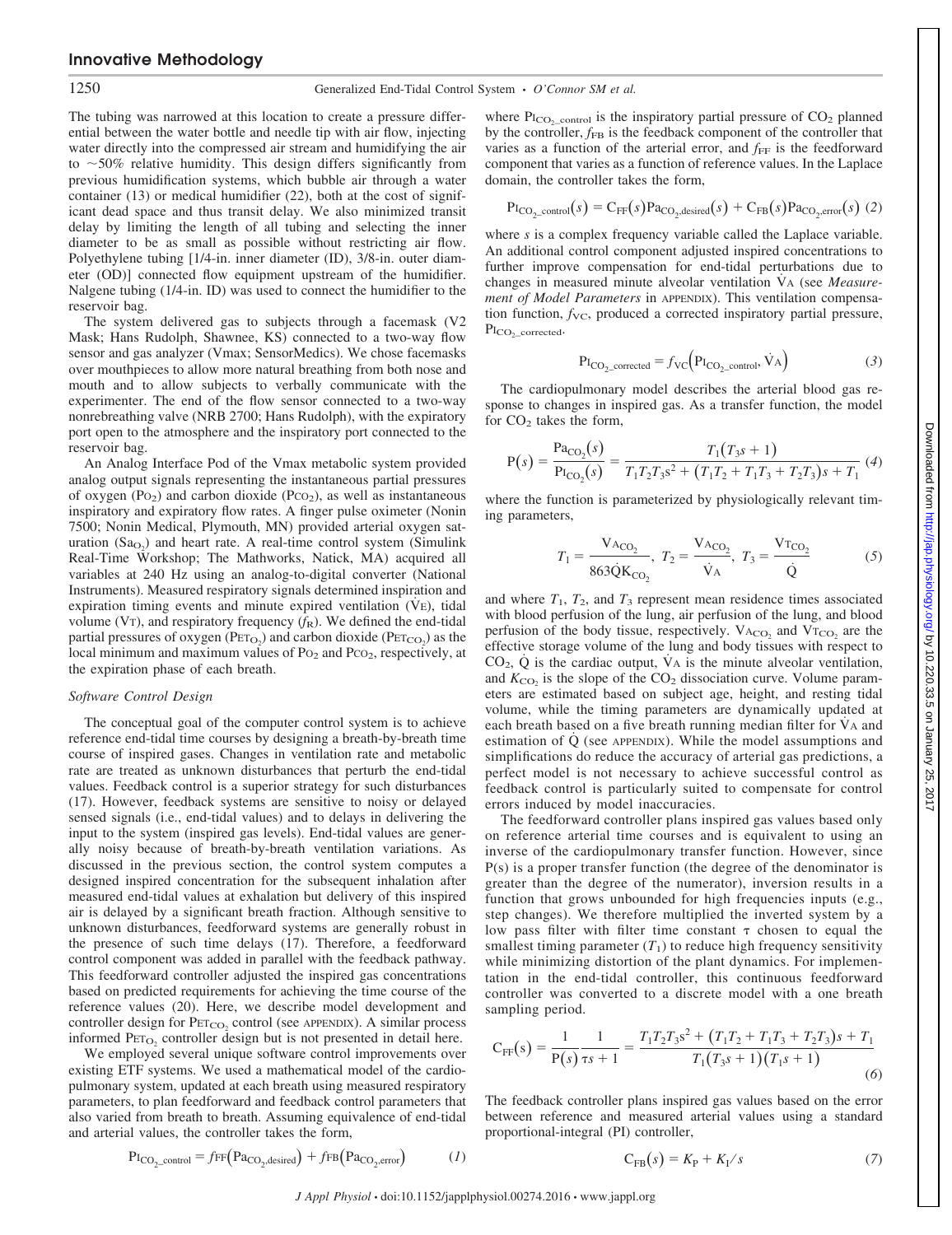The tubing was narrowed at this location to create a pressure differential between the water bottle and needle tip with air flow, injecting water directly into the compressed air stream and humidifying the air to ~50% relative humidity. This design differs significantly from previous humidification systems, which bubble air through a water container (13) or medical humidifier (22), both at the cost of significant dead space and thus transit delay. We also minimized transit delay by limiting the length of all tubing and selecting the inner diameter to be as small as possible without restricting air flow. Polyethylene tubing [1/4-in. inner diameter (ID), 3/8-in. outer diameter (OD)] connected flow equipment upstream of the humidifier. Nalgene tubing (1/4-in. ID) was used to connect the humidifier to the reservoir bag.

The system delivered gas to subjects through a facemask (V2 Mask; Hans Rudolph, Shawnee, KS) connected to a two-way flow sensor and gas analyzer (Vmax; SensorMedics). We chose facemasks over mouthpieces to allow more natural breathing from both nose and mouth and to allow subjects to verbally communicate with the experimenter. The end of the flow sensor connected to a two-way nonrebreathing valve (NRB 2700; Hans Rudolph), with the expiratory port open to the atmosphere and the inspiratory port connected to the reservoir bag.

An Analog Interface Pod of the Vmax metabolic system provided analog output signals representing the instantaneous partial pressures of oxygen ($P_{O_2}$) and carbon dioxide ($P_{CO_2}$), as well as instantaneous inspiratory and expiratory flow rates. A finger pulse oximeter (Nonin 7500; Nonin Medical, Plymouth, MN) provided arterial oxygen saturation ($Sa_{O_2}$) and heart rate. A real-time control system (Simulink Real-Time Workshop; The Mathworks, Natick, MA) acquired all variables at 240 Hz using an analog-to-digital converter (National Instruments). Measured respiratory signals determined inspiration and expiration timing events and minute expired ventilation ($\dot{V}_E$), tidal volume ($V_T$), and respiratory frequency ($f_R$). We defined the end-tidal partial pressures of oxygen ($P_{ET_{O_2}}$) and carbon dioxide ($P_{ET_{CO_2}}$) as the local minimum and maximum values of $P_{O_2}$ and $P_{CO_2}$, respectively, at the expiration phase of each breath.

### *Software Control Design*

The conceptual goal of the computer control system is to achieve reference end-tidal time courses by designing a breath-by-breath time course of inspired gases. Changes in ventilation rate and metabolic rate are treated as unknown disturbances that perturb the end-tidal values. Feedback control is a superior strategy for such disturbances (17). However, feedback systems are sensitive to noisy or delayed sensed signals (i.e., end-tidal values) and to delays in delivering the input to the system (inspired gas levels). End-tidal values are generally noisy because of breath-by-breath ventilation variations. As discussed in the previous section, the control system computes a designed inspired concentration for the subsequent inhalation after measured end-tidal values at exhalation but delivery of this inspired air is delayed by a significant breath fraction. Although sensitive to unknown disturbances, feedforward systems are generally robust in the presence of such time delays (17). Therefore, a feedforward control component was added in parallel with the feedback pathway. This feedforward controller adjusted the inspired gas concentrations based on predicted requirements for achieving the time course of the reference values (20). Here, we describe model development and controller design for $P_{ET_{CO_2}}$ control (see APPENDIX). A similar process informed $P_{ET_{O_2}}$ controller design but is not presented in detail here.

We employed several unique software control improvements over existing ETF systems. We used a mathematical model of the cardiopulmonary system, updated at each breath using measured respiratory parameters, to plan feedforward and feedback control parameters that also varied from breath to breath. Assuming equivalence of end-tidal and arterial values, the controller takes the form,

$$P_{I_{CO_2\_control}} = f_{FF}\left(Pa_{CO_2,desired}\right) + f_{FB}\left(Pa_{CO_2,error}\right) \quad (1)$$

where $P_{I_{CO_2\_control}}$ is the inspiratory partial pressure of $CO_2$ planned by the controller, $f_{FB}$ is the feedback component of the controller that varies as a function of the arterial error, and $f_{FF}$ is the feedforward component that varies as a function of reference values. In the Laplace domain, the controller takes the form,

$$P_{I_{CO_2\_control}}(s) = C_{FF}(s)Pa_{CO_2,desired}(s) + C_{FB}(s)Pa_{CO_2,error}(s) \quad (2)$$

where $s$ is a complex frequency variable called the Laplace variable. An additional control component adjusted inspired concentrations to further improve compensation for end-tidal perturbations due to changes in measured minute alveolar ventilation $\dot{V}_A$ (see *Measurement of Model Parameters* in APPENDIX). This ventilation compensation function, $f_{VC}$, produced a corrected inspiratory partial pressure, $P_{I_{CO_2\_corrected}}$.

$$P_{I_{CO_2\_corrected}} = f_{VC}\left(P_{I_{CO_2\_control}}, \dot{V}_A\right) \quad (3)$$

The cardiopulmonary model describes the arterial blood gas response to changes in inspired gas. As a transfer function, the model for $CO_2$ takes the form,

$$P(s) = \frac{Pa_{CO_2}(s)}{P_{I_{CO_2}}(s)} = \frac{T_1(T_3 s + 1)}{T_1T_2T_3 s^2 + (T_1T_2 + T_1T_3 + T_2T_3)s + T_1} \quad (4)$$

where the function is parameterized by physiologically relevant timing parameters,

$$T_1 = \frac{V_{A_{CO_2}}}{863\dot{Q}K_{CO_2}}, \; T_2 = \frac{V_{A_{CO_2}}}{\dot{V}_A}, \; T_3 = \frac{V_{T_{CO_2}}}{\dot{Q}} \quad (5)$$

and where $T_1$, $T_2$, and $T_3$ represent mean residence times associated with blood perfusion of the lung, air perfusion of the lung, and blood perfusion of the body tissue, respectively. $V_{A_{CO_2}}$ and $V_{T_{CO_2}}$ are the effective storage volume of the lung and body tissues with respect to $CO_2$, $\dot{Q}$ is the cardiac output, $\dot{V}_A$ is the minute alveolar ventilation, and $K_{CO_2}$ is the slope of the $CO_2$ dissociation curve. Volume parameters are estimated based on subject age, height, and resting tidal volume, while the timing parameters are dynamically updated at each breath based on a five breath running median filter for $\dot{V}_A$ and estimation of $\dot{Q}$ (see APPENDIX). While the model assumptions and simplifications do reduce the accuracy of arterial gas predictions, a perfect model is not necessary to achieve successful control as feedback control is particularly suited to compensate for control errors induced by model inaccuracies.

The feedforward controller plans inspired gas values based only on reference arterial time courses and is equivalent to using an inverse of the cardiopulmonary transfer function. However, since $P(s)$ is a proper transfer function (the degree of the denominator is greater than the degree of the numerator), inversion results in a function that grows unbounded for high frequencies inputs (e.g., step changes). We therefore multiplied the inverted system by a low pass filter with filter time constant $\tau$ chosen to equal the smallest timing parameter ($T_1$) to reduce high frequency sensitivity while minimizing distortion of the plant dynamics. For implementation in the end-tidal controller, this continuous feedforward controller was converted to a discrete model with a one breath sampling period.

$$C_{FF}(s) = \frac{1}{P(s)}\frac{1}{\tau s + 1} = \frac{T_1T_2T_3 s^2 + (T_1T_2 + T_1T_3 + T_2T_3)s + T_1}{T_1(T_3 s + 1)(T_1 s + 1)} \quad (6)$$

The feedback controller plans inspired gas values based on the error between reference and measured arterial values using a standard proportional-integral (PI) controller,

$$C_{FB}(s) = K_P + K_I/s \quad (7)$$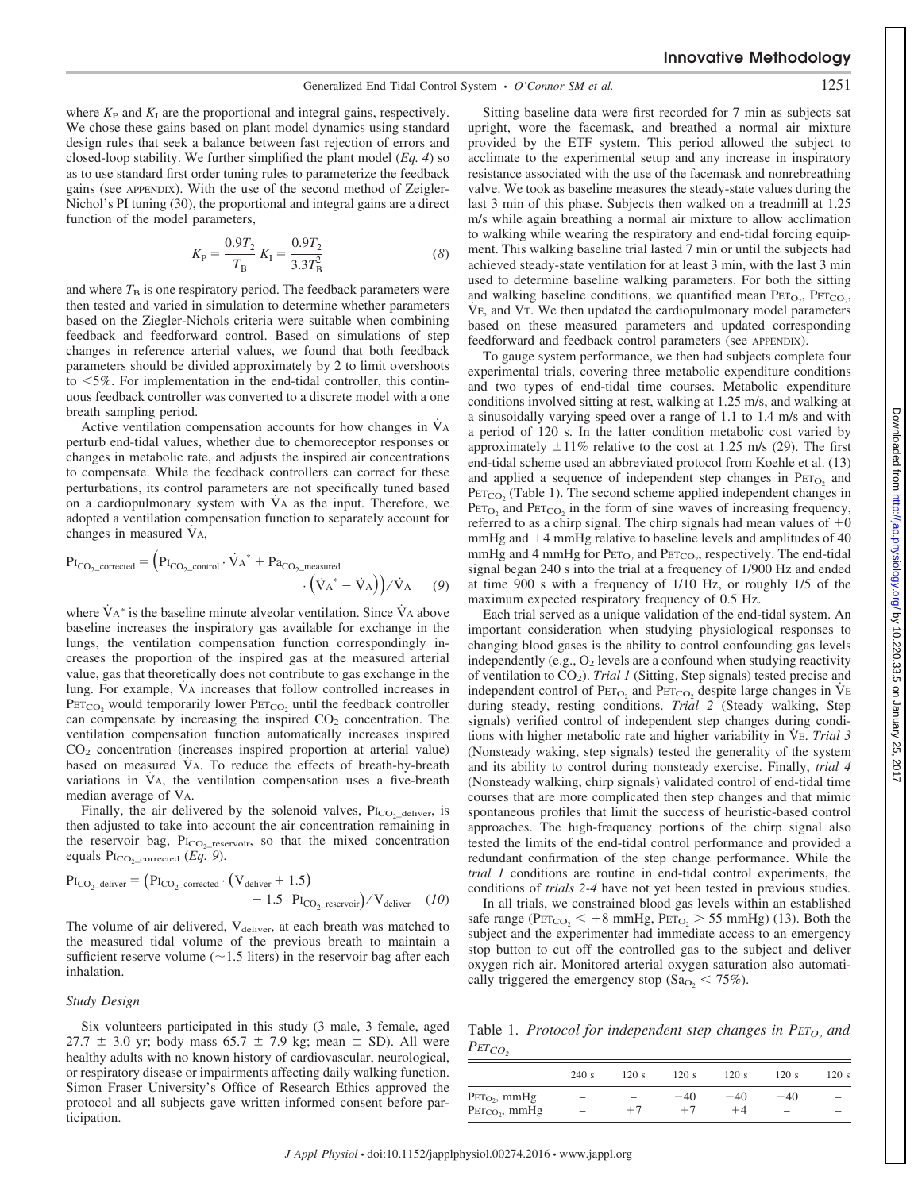where $K_P$ and $K_I$ are the proportional and integral gains, respectively. We chose these gains based on plant model dynamics using standard design rules that seek a balance between fast rejection of errors and closed-loop stability. We further simplified the plant model (*Eq. 4*) so as to use standard first order tuning rules to parameterize the feedback gains (see APPENDIX). With the use of the second method of Zeigler-Nichol's PI tuning (30), the proportional and integral gains are a direct function of the model parameters,

$$K_P = \frac{0.9T_2}{T_B} \quad K_I = \frac{0.9T_2}{3.3T_B^2} \tag{8}$$

and where $T_B$ is one respiratory period. The feedback parameters were then tested and varied in simulation to determine whether parameters based on the Ziegler-Nichols criteria were suitable when combining feedback and feedforward control. Based on simulations of step changes in reference arterial values, we found that both feedback parameters should be divided approximately by 2 to limit overshoots to <5%. For implementation in the end-tidal controller, this continuous feedback controller was converted to a discrete model with a one breath sampling period.

Active ventilation compensation accounts for how changes in $\dot{V}_A$ perturb end-tidal values, whether due to chemoreceptor responses or changes in metabolic rate, and adjusts the inspired air concentrations to compensate. While the feedback controllers can correct for these perturbations, its control parameters are not specifically tuned based on a cardiopulmonary system with $\dot{V}_A$ as the input. Therefore, we adopted a ventilation compensation function to separately account for changes in measured $\dot{V}_A$,

$$P_{I_{CO_2\_corrected}} = \left(P_{I_{CO_2\_control}} \cdot \dot{V}_A^* + Pa_{CO_2\_measured} \cdot \left(\dot{V}_A^* - \dot{V}_A\right)\right) / \dot{V}_A \tag{9}$$

where $\dot{V}_A^*$ is the baseline minute alveolar ventilation. Since $\dot{V}_A$ above baseline increases the inspiratory gas available for exchange in the lungs, the ventilation compensation function correspondingly increases the proportion of the inspired gas at the measured arterial value, gas that theoretically does not contribute to gas exchange in the lung. For example, $\dot{V}_A$ increases that follow controlled increases in $P_{ET_{CO_2}}$ would temporarily lower $P_{ET_{CO_2}}$ until the feedback controller can compensate by increasing the inspired $CO_2$ concentration. The ventilation compensation function automatically increases inspired $CO_2$ concentration (increases inspired proportion at arterial value) based on measured $\dot{V}_A$. To reduce the effects of breath-by-breath variations in $\dot{V}_A$, the ventilation compensation uses a five-breath median average of $\dot{V}_A$.

Finally, the air delivered by the solenoid valves, $P_{I_{CO_2\_deliver}}$, is then adjusted to take into account the air concentration remaining in the reservoir bag, $P_{I_{CO_2\_reservoir}}$, so that the mixed concentration equals $P_{I_{CO_2\_corrected}}$ (*Eq. 9*).

$$P_{I_{CO_2\_deliver}} = \left(P_{I_{CO_2\_corrected}} \cdot \left(V_{deliver} + 1.5\right) - 1.5 \cdot P_{I_{CO_2\_reservoir}}\right) / V_{deliver} \tag{10}$$

The volume of air delivered, $V_{deliver}$, at each breath was matched to the measured tidal volume of the previous breath to maintain a sufficient reserve volume (~1.5 liters) in the reservoir bag after each inhalation.

### Study Design

Six volunteers participated in this study (3 male, 3 female, aged 27.7 ± 3.0 yr; body mass 65.7 ± 7.9 kg; mean ± SD). All were healthy adults with no known history of cardiovascular, neurological, or respiratory disease or impairments affecting daily walking function. Simon Fraser University's Office of Research Ethics approved the protocol and all subjects gave written informed consent before participation.

Sitting baseline data were first recorded for 7 min as subjects sat upright, wore the facemask, and breathed a normal air mixture provided by the ETF system. This period allowed the subject to acclimate to the experimental setup and any increase in inspiratory resistance associated with the use of the facemask and nonrebreathing valve. We took as baseline measures the steady-state values during the last 3 min of this phase. Subjects then walked on a treadmill at 1.25 m/s while again breathing a normal air mixture to allow acclimation to walking while wearing the respiratory and end-tidal forcing equipment. This walking baseline trial lasted 7 min or until the subjects had achieved steady-state ventilation for at least 3 min, with the last 3 min used to determine baseline walking parameters. For both the sitting and walking baseline conditions, we quantified mean $P_{ET_{O_2}}$, $P_{ET_{CO_2}}$, $\dot{V}_E$, and $V_T$. We then updated the cardiopulmonary model parameters based on these measured parameters and updated corresponding feedforward and feedback control parameters (see APPENDIX).

To gauge system performance, we then had subjects complete four experimental trials, covering three metabolic expenditure conditions and two types of end-tidal time courses. Metabolic expenditure conditions involved sitting at rest, walking at 1.25 m/s, and walking at a sinusoidally varying speed over a range of 1.1 to 1.4 m/s and with a period of 120 s. In the latter condition metabolic cost varied by approximately ±11% relative to the cost at 1.25 m/s (29). The first end-tidal scheme used an abbreviated protocol from Koehle et al. (13) and applied a sequence of independent step changes in $P_{ET_{O_2}}$ and $P_{ET_{CO_2}}$ (Table 1). The second scheme applied independent changes in $P_{ET_{O_2}}$ and $P_{ET_{CO_2}}$ in the form of sine waves of increasing frequency, referred to as a chirp signal. The chirp signals had mean values of +0 mmHg and +4 mmHg relative to baseline levels and amplitudes of 40 mmHg and 4 mmHg for $P_{ET_{O_2}}$ and $P_{ET_{CO_2}}$, respectively. The end-tidal signal began 240 s into the trial at a frequency of 1/900 Hz and ended at time 900 s with a frequency of 1/10 Hz, or roughly 1/5 of the maximum expected respiratory frequency of 0.5 Hz.

Each trial served as a unique validation of the end-tidal system. An important consideration when studying physiological responses to changing blood gases is the ability to control confounding gas levels independently (e.g., $O_2$ levels are a confound when studying reactivity of ventilation to $CO_2$). *Trial 1* (Sitting, Step signals) tested precise and independent control of $P_{ET_{O_2}}$ and $P_{ET_{CO_2}}$ despite large changes in $\dot{V}_E$ during steady, resting conditions. *Trial 2* (Steady walking, Step signals) verified control of independent step changes during conditions with higher metabolic rate and higher variability in $\dot{V}_E$. *Trial 3* (Nonsteady waking, step signals) tested the generality of the system and its ability to control during nonsteady exercise. Finally, *trial 4* (Nonsteady walking, chirp signals) validated control of end-tidal time courses that are more complicated then step changes and that mimic spontaneous profiles that limit the success of heuristic-based control approaches. The high-frequency portions of the chirp signal also tested the limits of the end-tidal control performance and provided a redundant confirmation of the step change performance. While the *trial 1* conditions are routine in end-tidal control experiments, the conditions of *trials 2-4* have not yet been tested in previous studies.

In all trials, we constrained blood gas levels within an established safe range ($P_{ET_{CO_2}}$ < +8 mmHg, $P_{ET_{O_2}}$ > 55 mmHg) (13). Both the subject and the experimenter had immediate access to an emergency stop button to cut off the controlled gas to the subject and deliver oxygen rich air. Monitored arterial oxygen saturation also automatically triggered the emergency stop ($Sa_{O_2}$ < 75%).

Table 1. *Protocol for independent step changes in $P_{ET_{O_2}}$ and $P_{ET_{CO_2}}$*

| | 240 s | 120 s | 120 s | 120 s | 120 s | 120 s |
|---|---|---|---|---|---|---|
| $P_{ET_{O_2}}$, mmHg | – | – | −40 | −40 | −40 | – |
| $P_{ET_{CO_2}}$, mmHg | – | +7 | +7 | +4 | – | – |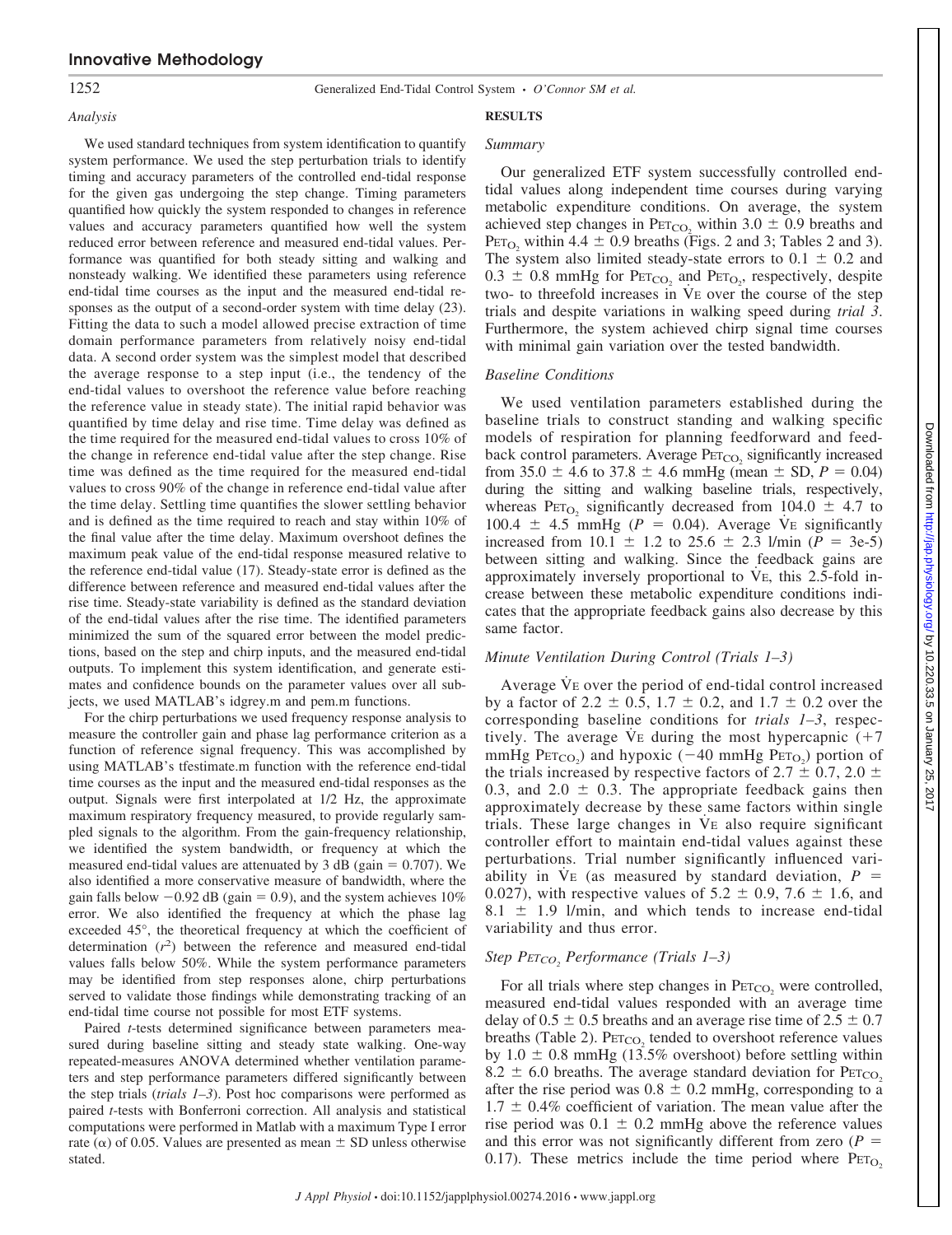### Analysis

We used standard techniques from system identification to quantify system performance. We used the step perturbation trials to identify timing and accuracy parameters of the controlled end-tidal response for the given gas undergoing the step change. Timing parameters quantified how quickly the system responded to changes in reference values and accuracy parameters quantified how well the system reduced error between reference and measured end-tidal values. Performance was quantified for both steady sitting and walking and nonsteady walking. We identified these parameters using reference end-tidal time courses as the input and the measured end-tidal responses as the output of a second-order system with time delay (23). Fitting the data to such a model allowed precise extraction of time domain performance parameters from relatively noisy end-tidal data. A second order system was the simplest model that described the average response to a step input (i.e., the tendency of the end-tidal values to overshoot the reference value before reaching the reference value in steady state). The initial rapid behavior was quantified by time delay and rise time. Time delay was defined as the time required for the measured end-tidal values to cross 10% of the change in reference end-tidal value after the step change. Rise time was defined as the time required for the measured end-tidal values to cross 90% of the change in reference end-tidal value after the time delay. Settling time quantifies the slower settling behavior and is defined as the time required to reach and stay within 10% of the final value after the time delay. Maximum overshoot defines the maximum peak value of the end-tidal response measured relative to the reference end-tidal value (17). Steady-state error is defined as the difference between reference and measured end-tidal values after the rise time. Steady-state variability is defined as the standard deviation of the end-tidal values after the rise time. The identified parameters minimized the sum of the squared error between the model predictions, based on the step and chirp inputs, and the measured end-tidal outputs. To implement this system identification, and generate estimates and confidence bounds on the parameter values over all subjects, we used MATLAB's idgrey.m and pem.m functions.

For the chirp perturbations we used frequency response analysis to measure the controller gain and phase lag performance criterion as a function of reference signal frequency. This was accomplished by using MATLAB's tfestimate.m function with the reference end-tidal time courses as the input and the measured end-tidal responses as the output. Signals were first interpolated at 1/2 Hz, the approximate maximum respiratory frequency measured, to provide regularly sampled signals to the algorithm. From the gain-frequency relationship, we identified the system bandwidth, or frequency at which the measured end-tidal values are attenuated by 3 dB (gain = 0.707). We also identified a more conservative measure of bandwidth, where the gain falls below −0.92 dB (gain = 0.9), and the system achieves 10% error. We also identified the frequency at which the phase lag exceeded 45°, the theoretical frequency at which the coefficient of determination ($r^2$) between the reference and measured end-tidal values falls below 50%. While the system performance parameters may be identified from step responses alone, chirp perturbations served to validate those findings while demonstrating tracking of an end-tidal time course not possible for most ETF systems.

Paired *t*-tests determined significance between parameters measured during baseline sitting and steady state walking. One-way repeated-measures ANOVA determined whether ventilation parameters and step performance parameters differed significantly between the step trials (*trials 1–3*). Post hoc comparisons were performed as paired *t*-tests with Bonferroni correction. All analysis and statistical computations were performed in Matlab with a maximum Type I error rate (α) of 0.05. Values are presented as mean ± SD unless otherwise stated.

## RESULTS

### Summary

Our generalized ETF system successfully controlled end-tidal values along independent time courses during varying metabolic expenditure conditions. On average, the system achieved step changes in $P_{ET_{CO_2}}$ within 3.0 ± 0.9 breaths and $P_{ET_{O_2}}$ within 4.4 ± 0.9 breaths (Figs. 2 and 3; Tables 2 and 3). The system also limited steady-state errors to 0.1 ± 0.2 and 0.3 ± 0.8 mmHg for $P_{ET_{CO_2}}$ and $P_{ET_{O_2}}$, respectively, despite two- to threefold increases in $\dot{V}_E$ over the course of the step trials and despite variations in walking speed during *trial 3*. Furthermore, the system achieved chirp signal time courses with minimal gain variation over the tested bandwidth.

### Baseline Conditions

We used ventilation parameters established during the baseline trials to construct standing and walking specific models of respiration for planning feedforward and feedback control parameters. Average $P_{ET_{CO_2}}$ significantly increased from 35.0 ± 4.6 to 37.8 ± 4.6 mmHg (mean ± SD, $P = 0.04$) during the sitting and walking baseline trials, respectively, whereas $P_{ET_{O_2}}$ significantly decreased from 104.0 ± 4.7 to 100.4 ± 4.5 mmHg ($P = 0.04$). Average $\dot{V}_E$ significantly increased from 10.1 ± 1.2 to 25.6 ± 2.3 l/min ($P$ = 3e-5) between sitting and walking. Since the feedback gains are approximately inversely proportional to $\dot{V}_E$, this 2.5-fold increase between these metabolic expenditure conditions indicates that the appropriate feedback gains also decrease by this same factor.

### Minute Ventilation During Control (Trials 1–3)

Average $\dot{V}_E$ over the period of end-tidal control increased by a factor of 2.2 ± 0.5, 1.7 ± 0.2, and 1.7 ± 0.2 over the corresponding baseline conditions for *trials 1–3*, respectively. The average $\dot{V}_E$ during the most hypercapnic (+7 mmHg $P_{ET_{CO_2}}$) and hypoxic (−40 mmHg $P_{ET_{O_2}}$) portion of the trials increased by respective factors of 2.7 ± 0.7, 2.0 ± 0.3, and 2.0 ± 0.3. The appropriate feedback gains then approximately decrease by these same factors within single trials. These large changes in $\dot{V}_E$ also require significant controller effort to maintain end-tidal values against these perturbations. Trial number significantly influenced variability in $\dot{V}_E$ (as measured by standard deviation, $P = 0.027$), with respective values of 5.2 ± 0.9, 7.6 ± 1.6, and 8.1 ± 1.9 l/min, and which tends to increase end-tidal variability and thus error.

### Step $P_{ET_{CO_2}}$ Performance (Trials 1–3)

For all trials where step changes in $P_{ET_{CO_2}}$ were controlled, measured end-tidal values responded with an average time delay of 0.5 ± 0.5 breaths and an average rise time of 2.5 ± 0.7 breaths (Table 2). $P_{ET_{CO_2}}$ tended to overshoot reference values by 1.0 ± 0.8 mmHg (13.5% overshoot) before settling within 8.2 ± 6.0 breaths. The average standard deviation for $P_{ET_{CO_2}}$ after the rise period was 0.8 ± 0.2 mmHg, corresponding to a 1.7 ± 0.4% coefficient of variation. The mean value after the rise period was 0.1 ± 0.2 mmHg above the reference values and this error was not significantly different from zero ($P = 0.17$). These metrics include the time period where $P_{ET_{O_2}}$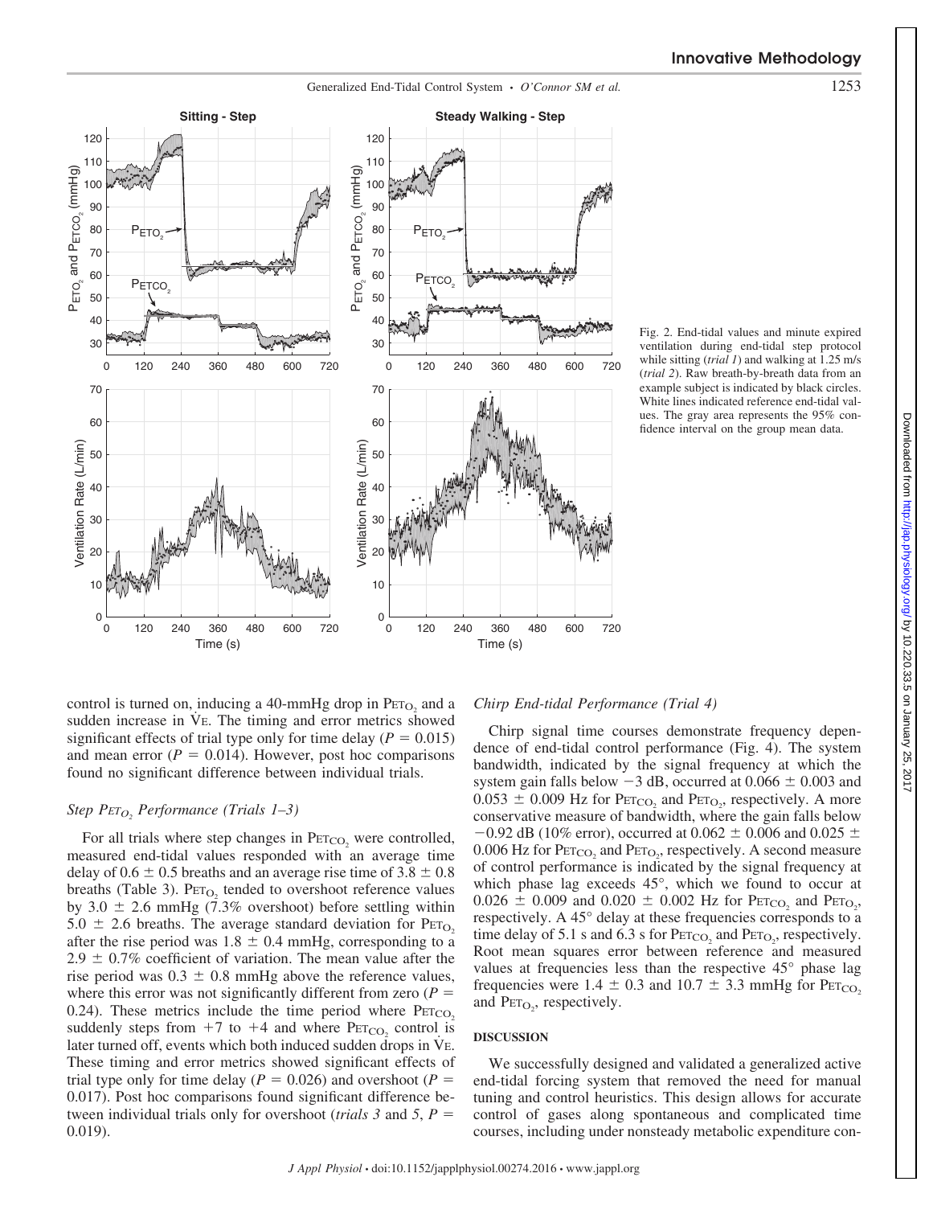Fig. 2. End-tidal values and minute expired ventilation during end-tidal step protocol while sitting (*trial 1*) and walking at 1.25 m/s (*trial 2*). Raw breath-by-breath data from an example subject is indicated by black circles. White lines indicated reference end-tidal values. The gray area represents the 95% confidence interval on the group mean data.

control is turned on, inducing a 40-mmHg drop in $P_{ET_{O_2}}$ and a sudden increase in $\dot{V}_E$. The timing and error metrics showed significant effects of trial type only for time delay ($P = 0.015$) and mean error ($P = 0.014$). However, post hoc comparisons found no significant difference between individual trials.

### *Step $P_{ET_{O_2}}$ Performance (Trials 1–3)*

For all trials where step changes in $P_{ET_{CO_2}}$ were controlled, measured end-tidal values responded with an average time delay of $0.6 \pm 0.5$ breaths and an average rise time of $3.8 \pm 0.8$ breaths (Table 3). $P_{ET_{O_2}}$ tended to overshoot reference values by $3.0 \pm 2.6$ mmHg (7.3% overshoot) before settling within $5.0 \pm 2.6$ breaths. The average standard deviation for $P_{ET_{O_2}}$ after the rise period was $1.8 \pm 0.4$ mmHg, corresponding to a $2.9 \pm 0.7\%$ coefficient of variation. The mean value after the rise period was $0.3 \pm 0.8$ mmHg above the reference values, where this error was not significantly different from zero ($P = 0.24$). These metrics include the time period where $P_{ET_{CO_2}}$ suddenly steps from +7 to +4 and where $P_{ET_{CO_2}}$ control is later turned off, events which both induced sudden drops in $\dot{V}_E$. These timing and error metrics showed significant effects of trial type only for time delay ($P = 0.026$) and overshoot ($P = 0.017$). Post hoc comparisons found significant difference between individual trials only for overshoot (*trials 3* and *5*, $P = 0.019$).

### *Chirp End-tidal Performance (Trial 4)*

Chirp signal time courses demonstrate frequency dependence of end-tidal control performance (Fig. 4). The system bandwidth, indicated by the signal frequency at which the system gain falls below −3 dB, occurred at $0.066 \pm 0.003$ and $0.053 \pm 0.009$ Hz for $P_{ET_{CO_2}}$ and $P_{ET_{O_2}}$, respectively. A more conservative measure of bandwidth, where the gain falls below −0.92 dB (10% error), occurred at $0.062 \pm 0.006$ and $0.025 \pm 0.006$ Hz for $P_{ET_{CO_2}}$ and $P_{ET_{O_2}}$, respectively. A second measure of control performance is indicated by the signal frequency at which phase lag exceeds 45°, which we found to occur at $0.026 \pm 0.009$ and $0.020 \pm 0.002$ Hz for $P_{ET_{CO_2}}$ and $P_{ET_{O_2}}$, respectively. A 45° delay at these frequencies corresponds to a time delay of 5.1 s and 6.3 s for $P_{ET_{CO_2}}$ and $P_{ET_{O_2}}$, respectively. Root mean squares error between reference and measured values at frequencies less than the respective 45° phase lag frequencies were $1.4 \pm 0.3$ and $10.7 \pm 3.3$ mmHg for $P_{ET_{CO_2}}$ and $P_{ET_{O_2}}$, respectively.

## DISCUSSION

We successfully designed and validated a generalized active end-tidal forcing system that removed the need for manual tuning and control heuristics. This design allows for accurate control of gases along spontaneous and complicated time courses, including under nonsteady metabolic expenditure con-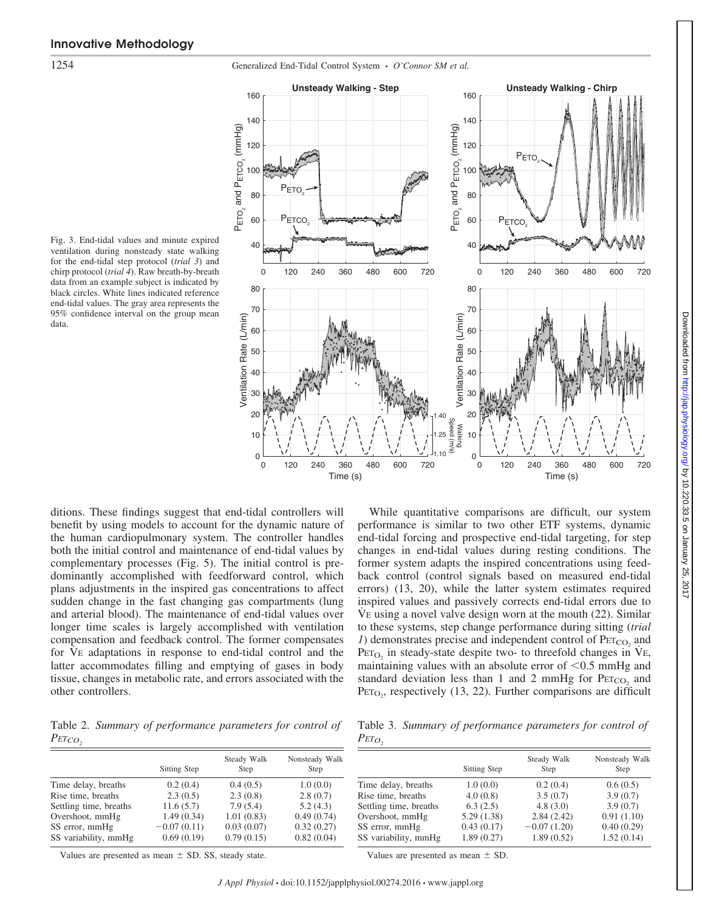Fig. 3. End-tidal values and minute expired ventilation during nonsteady state walking for the end-tidal step protocol (*trial 3*) and chirp protocol (*trial 4*). Raw breath-by-breath data from an example subject is indicated by black circles. White lines indicated reference end-tidal values. The gray area represents the 95% confidence interval on the group mean data.

ditions. These findings suggest that end-tidal controllers will benefit by using models to account for the dynamic nature of the human cardiopulmonary system. The controller handles both the initial control and maintenance of end-tidal values by complementary processes (Fig. 5). The initial control is predominantly accomplished with feedforward control, which plans adjustments in the inspired gas concentrations to affect sudden change in the fast changing gas compartments (lung and arterial blood). The maintenance of end-tidal values over longer time scales is largely accomplished with ventilation compensation and feedback control. The former compensates for $\dot{V}_E$ adaptations in response to end-tidal control and the latter accommodates filling and emptying of gases in body tissue, changes in metabolic rate, and errors associated with the other controllers.

While quantitative comparisons are difficult, our system performance is similar to two other ETF systems, dynamic end-tidal forcing and prospective end-tidal targeting, for step changes in end-tidal values during resting conditions. The former system adapts the inspired concentrations using feedback control (control signals based on measured end-tidal errors) (13, 20), while the latter system estimates required inspired values and passively corrects end-tidal errors due to $\dot{V}_E$ using a novel valve design worn at the mouth (22). Similar to these systems, step change performance during sitting (*trial 1*) demonstrates precise and independent control of $P_{ET_{CO_2}}$ and $P_{ET_{O_2}}$ in steady-state despite two- to threefold changes in $\dot{V}_E$, maintaining values with an absolute error of <0.5 mmHg and standard deviation less than 1 and 2 mmHg for $P_{ET_{CO_2}}$ and $P_{ET_{O_2}}$, respectively (13, 22). Further comparisons are difficult

Table 2. *Summary of performance parameters for control of* $P_{ET_{CO_2}}$

| | Sitting Step | Steady Walk Step | Nonsteady Walk Step |
|---|---|---|---|
| Time delay, breaths | 0.2 (0.4) | 0.4 (0.5) | 1.0 (0.0) |
| Rise time, breaths | 2.3 (0.5) | 2.3 (0.8) | 2.8 (0.7) |
| Settling time, breaths | 11.6 (5.7) | 7.9 (5.4) | 5.2 (4.3) |
| Overshoot, mmHg | 1.49 (0.34) | 1.01 (0.83) | 0.49 (0.74) |
| SS error, mmHg | −0.07 (0.11) | 0.03 (0.07) | 0.32 (0.27) |
| SS variability, mmHg | 0.69 (0.19) | 0.79 (0.15) | 0.82 (0.04) |

Values are presented as mean ± SD. SS, steady state.

Table 3. *Summary of performance parameters for control of* $P_{ET_{O_2}}$

| | Sitting Step | Steady Walk Step | Nonsteady Walk Step |
|---|---|---|---|
| Time delay, breaths | 1.0 (0.0) | 0.2 (0.4) | 0.6 (0.5) |
| Rise time, breaths | 4.0 (0.8) | 3.5 (0.7) | 3.9 (0.7) |
| Settling time, breaths | 6.3 (2.5) | 4.8 (3.0) | 3.9 (0.7) |
| Overshoot, mmHg | 5.29 (1.38) | 2.84 (2.42) | 0.91 (1.10) |
| SS error, mmHg | 0.43 (0.17) | −0.07 (1.20) | 0.40 (0.29) |
| SS variability, mmHg | 1.89 (0.27) | 1.89 (0.52) | 1.52 (0.14) |

Values are presented as mean ± SD.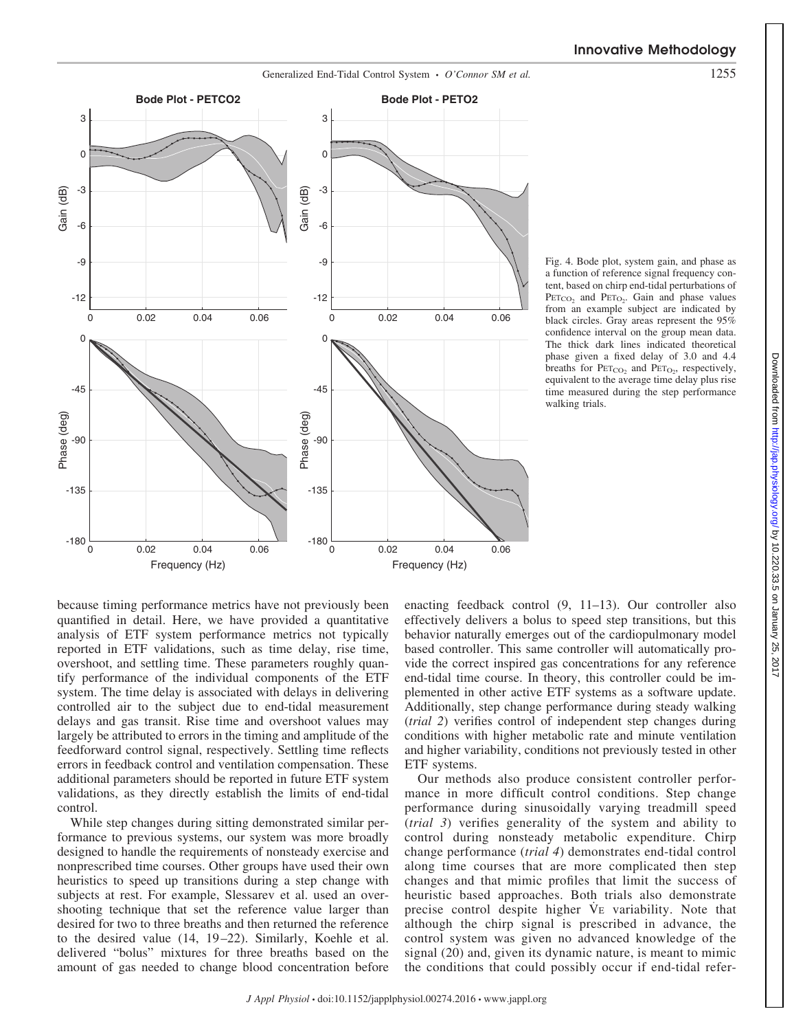Fig. 4. Bode plot, system gain, and phase as a function of reference signal frequency content, based on chirp end-tidal perturbations of $P_{ET_{CO_2}}$ and $P_{ET_{O_2}}$. Gain and phase values from an example subject are indicated by black circles. Gray areas represent the 95% confidence interval on the group mean data. The thick dark lines indicated theoretical phase given a fixed delay of 3.0 and 4.4 breaths for $P_{ET_{CO_2}}$ and $P_{ET_{O_2}}$, respectively, equivalent to the average time delay plus rise time measured during the step performance walking trials.

because timing performance metrics have not previously been quantified in detail. Here, we have provided a quantitative analysis of ETF system performance metrics not typically reported in ETF validations, such as time delay, rise time, overshoot, and settling time. These parameters roughly quantify performance of the individual components of the ETF system. The time delay is associated with delays in delivering controlled air to the subject due to end-tidal measurement delays and gas transit. Rise time and overshoot values may largely be attributed to errors in the timing and amplitude of the feedforward control signal, respectively. Settling time reflects errors in feedback control and ventilation compensation. These additional parameters should be reported in future ETF system validations, as they directly establish the limits of end-tidal control.

While step changes during sitting demonstrated similar performance to previous systems, our system was more broadly designed to handle the requirements of nonsteady exercise and nonprescribed time courses. Other groups have used their own heuristics to speed up transitions during a step change with subjects at rest. For example, Slessarev et al. used an overshooting technique that set the reference value larger than desired for two to three breaths and then returned the reference to the desired value (14, 19–22). Similarly, Koehle et al. delivered "bolus" mixtures for three breaths based on the amount of gas needed to change blood concentration before enacting feedback control (9, 11–13). Our controller also effectively delivers a bolus to speed step transitions, but this behavior naturally emerges out of the cardiopulmonary model based controller. This same controller will automatically provide the correct inspired gas concentrations for any reference end-tidal time course. In theory, this controller could be implemented in other active ETF systems as a software update. Additionally, step change performance during steady walking (*trial 2*) verifies control of independent step changes during conditions with higher metabolic rate and minute ventilation and higher variability, conditions not previously tested in other ETF systems.

Our methods also produce consistent controller performance in more difficult control conditions. Step change performance during sinusoidally varying treadmill speed (*trial 3*) verifies generality of the system and ability to control during nonsteady metabolic expenditure. Chirp change performance (*trial 4*) demonstrates end-tidal control along time courses that are more complicated then step changes and that mimic profiles that limit the success of heuristic based approaches. Both trials also demonstrate precise control despite higher $\dot{V}_E$ variability. Note that although the chirp signal is prescribed in advance, the control system was given no advanced knowledge of the signal (20) and, given its dynamic nature, is meant to mimic the conditions that could possibly occur if end-tidal refer-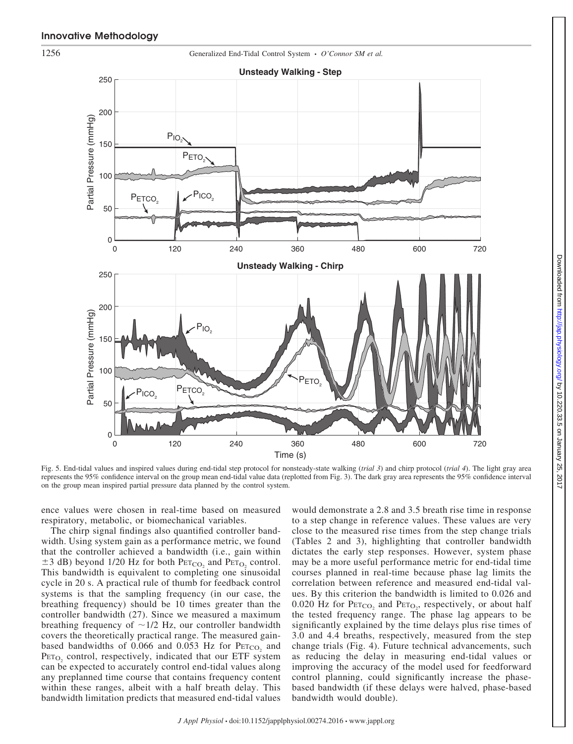Fig. 5. End-tidal values and inspired values during end-tidal step protocol for nonsteady-state walking (*trial 3*) and chirp protocol (*trial 4*). The light gray area represents the 95% confidence interval on the group mean end-tidal value data (replotted from Fig. 3). The dark gray area represents the 95% confidence interval on the group mean inspired partial pressure data planned by the control system.

ence values were chosen in real-time based on measured respiratory, metabolic, or biomechanical variables.

The chirp signal findings also quantified controller bandwidth. Using system gain as a performance metric, we found that the controller achieved a bandwidth (i.e., gain within ±3 dB) beyond 1/20 Hz for both $P_{ET_{CO_2}}$ and $P_{ET_{O_2}}$ control. This bandwidth is equivalent to completing one sinusoidal cycle in 20 s. A practical rule of thumb for feedback control systems is that the sampling frequency (in our case, the breathing frequency) should be 10 times greater than the controller bandwidth (27). Since we measured a maximum breathing frequency of ~1/2 Hz, our controller bandwidth covers the theoretically practical range. The measured gain-based bandwidths of 0.066 and 0.053 Hz for $P_{ET_{CO_2}}$ and $P_{ET_{O_2}}$ control, respectively, indicated that our ETF system can be expected to accurately control end-tidal values along any preplanned time course that contains frequency content within these ranges, albeit with a half breath delay. This bandwidth limitation predicts that measured end-tidal values would demonstrate a 2.8 and 3.5 breath rise time in response to a step change in reference values. These values are very close to the measured rise times from the step change trials (Tables 2 and 3), highlighting that controller bandwidth dictates the early step responses. However, system phase may be a more useful performance metric for end-tidal time courses planned in real-time because phase lag limits the correlation between reference and measured end-tidal values. By this criterion the bandwidth is limited to 0.026 and 0.020 Hz for $P_{ET_{CO_2}}$ and $P_{ET_{O_2}}$, respectively, or about half the tested frequency range. The phase lag appears to be significantly explained by the time delays plus rise times of 3.0 and 4.4 breaths, respectively, measured from the step change trials (Fig. 4). Future technical advancements, such as reducing the delay in measuring end-tidal values or improving the accuracy of the model used for feedforward control planning, could significantly increase the phase-based bandwidth (if these delays were halved, phase-based bandwidth would double).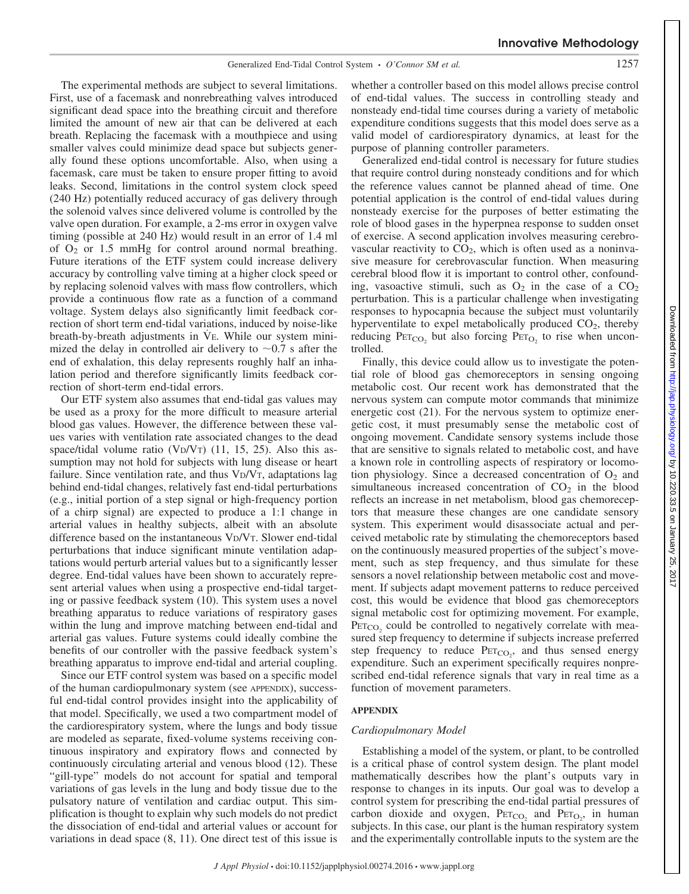The experimental methods are subject to several limitations. First, use of a facemask and nonrebreathing valves introduced significant dead space into the breathing circuit and therefore limited the amount of new air that can be delivered at each breath. Replacing the facemask with a mouthpiece and using smaller valves could minimize dead space but subjects generally found these options uncomfortable. Also, when using a facemask, care must be taken to ensure proper fitting to avoid leaks. Second, limitations in the control system clock speed (240 Hz) potentially reduced accuracy of gas delivery through the solenoid valves since delivered volume is controlled by the valve open duration. For example, a 2-ms error in oxygen valve timing (possible at 240 Hz) would result in an error of 1.4 ml of $O_2$ or 1.5 mmHg for control around normal breathing. Future iterations of the ETF system could increase delivery accuracy by controlling valve timing at a higher clock speed or by replacing solenoid valves with mass flow controllers, which provide a continuous flow rate as a function of a command voltage. System delays also significantly limit feedback correction of short term end-tidal variations, induced by noise-like breath-by-breath adjustments in $\dot{V}_E$. While our system minimized the delay in controlled air delivery to ~0.7 s after the end of exhalation, this delay represents roughly half an inhalation period and therefore significantly limits feedback correction of short-term end-tidal errors.

Our ETF system also assumes that end-tidal gas values may be used as a proxy for the more difficult to measure arterial blood gas values. However, the difference between these values varies with ventilation rate associated changes to the dead space/tidal volume ratio ($V_D/V_T$) (11, 15, 25). Also this assumption may not hold for subjects with lung disease or heart failure. Since ventilation rate, and thus $V_D/V_T$, adaptations lag behind end-tidal changes, relatively fast end-tidal perturbations (e.g., initial portion of a step signal or high-frequency portion of a chirp signal) are expected to produce a 1:1 change in arterial values in healthy subjects, albeit with an absolute difference based on the instantaneous $V_D/V_T$. Slower end-tidal perturbations that induce significant minute ventilation adaptations would perturb arterial values but to a significantly lesser degree. End-tidal values have been shown to accurately represent arterial values when using a prospective end-tidal targeting or passive feedback system (10). This system uses a novel breathing apparatus to reduce variations of respiratory gases within the lung and improve matching between end-tidal and arterial gas values. Future systems could ideally combine the benefits of our controller with the passive feedback system's breathing apparatus to improve end-tidal and arterial coupling.

Since our ETF control system was based on a specific model of the human cardiopulmonary system (see APPENDIX), successful end-tidal control provides insight into the applicability of that model. Specifically, we used a two compartment model of the cardiorespiratory system, where the lungs and body tissue are modeled as separate, fixed-volume systems receiving continuous inspiratory and expiratory flows and connected by continuously circulating arterial and venous blood (12). These "gill-type" models do not account for spatial and temporal variations of gas levels in the lung and body tissue due to the pulsatory nature of ventilation and cardiac output. This simplification is thought to explain why such models do not predict the dissociation of end-tidal and arterial values or account for variations in dead space (8, 11). One direct test of this issue is whether a controller based on this model allows precise control of end-tidal values. The success in controlling steady and nonsteady end-tidal time courses during a variety of metabolic expenditure conditions suggests that this model does serve as a valid model of cardiorespiratory dynamics, at least for the purpose of planning controller parameters.

Generalized end-tidal control is necessary for future studies that require control during nonsteady conditions and for which the reference values cannot be planned ahead of time. One potential application is the control of end-tidal values during nonsteady exercise for the purposes of better estimating the role of blood gases in the hyperpnea response to sudden onset of exercise. A second application involves measuring cerebrovascular reactivity to $CO_2$, which is often used as a noninvasive measure for cerebrovascular function. When measuring cerebral blood flow it is important to control other, confounding, vasoactive stimuli, such as $O_2$ in the case of a $CO_2$ perturbation. This is a particular challenge when investigating responses to hypocapnia because the subject must voluntarily hyperventilate to expel metabolically produced $CO_2$, thereby reducing $P_{ET_{CO_2}}$ but also forcing $P_{ET_{O_2}}$ to rise when uncontrolled.

Finally, this device could allow us to investigate the potential role of blood gas chemoreceptors in sensing ongoing metabolic cost. Our recent work has demonstrated that the nervous system can compute motor commands that minimize energetic cost (21). For the nervous system to optimize energetic cost, it must presumably sense the metabolic cost of ongoing movement. Candidate sensory systems include those that are sensitive to signals related to metabolic cost, and have a known role in controlling aspects of respiratory or locomotion physiology. Since a decreased concentration of $O_2$ and simultaneous increased concentration of $CO_2$ in the blood reflects an increase in net metabolism, blood gas chemoreceptors that measure these changes are one candidate sensory system. This experiment would disassociate actual and perceived metabolic rate by stimulating the chemoreceptors based on the continuously measured properties of the subject's movement, such as step frequency, and thus simulate for these sensors a novel relationship between metabolic cost and movement. If subjects adapt movement patterns to reduce perceived cost, this would be evidence that blood gas chemoreceptors signal metabolic cost for optimizing movement. For example, $P_{ET_{CO_2}}$ could be controlled to negatively correlate with measured step frequency to determine if subjects increase preferred step frequency to reduce $P_{ET_{CO_2}}$, and thus sensed energy expenditure. Such an experiment specifically requires nonprescribed end-tidal reference signals that vary in real time as a function of movement parameters.

## APPENDIX

### *Cardiopulmonary Model*

Establishing a model of the system, or plant, to be controlled is a critical phase of control system design. The plant model mathematically describes how the plant's outputs vary in response to changes in its inputs. Our goal was to develop a control system for prescribing the end-tidal partial pressures of carbon dioxide and oxygen, $P_{ET_{CO_2}}$ and $P_{ET_{O_2}}$, in human subjects. In this case, our plant is the human respiratory system and the experimentally controllable inputs to the system are the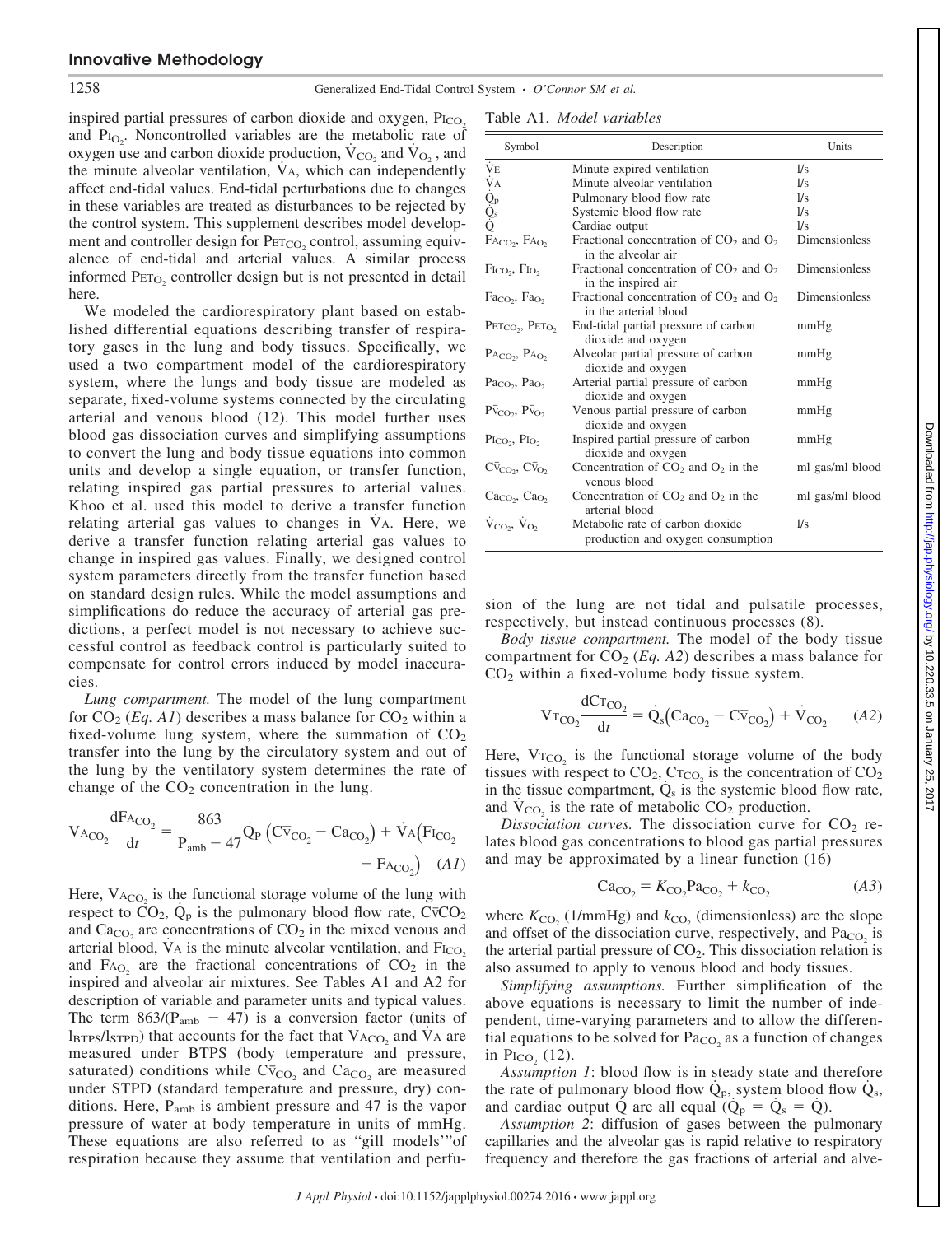inspired partial pressures of carbon dioxide and oxygen, $P_{I_{CO_2}}$ and $P_{I_{O_2}}$. Noncontrolled variables are the metabolic rate of oxygen use and carbon dioxide production, $\dot{V}_{CO_2}$ and $\dot{V}_{O_2}$, and the minute alveolar ventilation, $\dot{V}_A$, which can independently affect end-tidal values. End-tidal perturbations due to changes in these variables are treated as disturbances to be rejected by the control system. This supplement describes model development and controller design for $P_{ET_{CO_2}}$ control, assuming equivalence of end-tidal and arterial values. A similar process informed $P_{ET_{O_2}}$ controller design but is not presented in detail here.

We modeled the cardiorespiratory plant based on established differential equations describing transfer of respiratory gases in the lung and body tissues. Specifically, we used a two compartment model of the cardiorespiratory system, where the lungs and body tissue are modeled as separate, fixed-volume systems connected by the circulating arterial and venous blood (12). This model further uses blood gas dissociation curves and simplifying assumptions to convert the lung and body tissue equations into common units and develop a single equation, or transfer function, relating inspired gas partial pressures to arterial values. Khoo et al. used this model to derive a transfer function relating arterial gas values to changes in $\dot{V}_A$. Here, we derive a transfer function relating arterial gas values to change in inspired gas values. Finally, we designed control system parameters directly from the transfer function based on standard design rules. While the model assumptions and simplifications do reduce the accuracy of arterial gas predictions, a perfect model is not necessary to achieve successful control as feedback control is particularly suited to compensate for control errors induced by model inaccuracies.

*Lung compartment.* The model of the lung compartment for $CO_2$ (*Eq. A1*) describes a mass balance for $CO_2$ within a fixed-volume lung system, where the summation of $CO_2$ transfer into the lung by the circulatory system and out of the lung by the ventilatory system determines the rate of change of the $CO_2$ concentration in the lung.

$$V_{A_{CO_2}}\frac{dF_{A_{CO_2}}}{dt} = \frac{863}{P_{amb}-47}\dot{Q}_P\left(C\bar{v}_{CO_2} - Ca_{CO_2}\right) + \dot{V}_A\left(F_{I_{CO_2}} - F_{A_{CO_2}}\right) \quad (A1)$$

Here, $V_{A_{CO_2}}$ is the functional storage volume of the lung with respect to $CO_2$, $\dot{Q}_P$ is the pulmonary blood flow rate, $C\bar{v}CO_2$ and $Ca_{CO_2}$ are concentrations of $CO_2$ in the mixed venous and arterial blood, $\dot{V}_A$ is the minute alveolar ventilation, and $F_{I_{CO_2}}$ and $F_{A_{O_2}}$ are the fractional concentrations of $CO_2$ in the inspired and alveolar air mixtures. See Tables A1 and A2 for description of variable and parameter units and typical values. The term $863/(P_{amb} - 47)$ is a conversion factor (units of $l_{BTPS}/l_{STPD}$) that accounts for the fact that $V_{A_{CO_2}}$ and $\dot{V}_A$ are measured under BTPS (body temperature and pressure, saturated) conditions while $C\bar{v}_{CO_2}$ and $Ca_{CO_2}$ are measured under STPD (standard temperature and pressure, dry) conditions. Here, $P_{amb}$ is ambient pressure and 47 is the vapor pressure of water at body temperature in units of mmHg. These equations are also referred to as "gill models'"of respiration because they assume that ventilation and perfusion of the lung are not tidal and pulsatile processes, respectively, but instead continuous processes (8).

Table A1. *Model variables*

| Symbol | Description | Units |
|---|---|---|
| $\dot{V}_E$ | Minute expired ventilation | l/s |
| $\dot{V}_A$ | Minute alveolar ventilation | l/s |
| $\dot{Q}_P$ | Pulmonary blood flow rate | l/s |
| $\dot{Q}_s$ | Systemic blood flow rate | l/s |
| $\dot{Q}$ | Cardiac output | l/s |
| $F_{A_{CO_2}}$, $F_{A_{O_2}}$ | Fractional concentration of $CO_2$ and $O_2$ in the alveolar air | Dimensionless |
| $F_{I_{CO_2}}$, $F_{I_{O_2}}$ | Fractional concentration of $CO_2$ and $O_2$ in the inspired air | Dimensionless |
| $Fa_{CO_2}$, $Fa_{O_2}$ | Fractional concentration of $CO_2$ and $O_2$ in the arterial blood | Dimensionless |
| $P_{ET_{CO_2}}$, $P_{ET_{O_2}}$ | End-tidal partial pressure of carbon dioxide and oxygen | mmHg |
| $P_{A_{CO_2}}$, $P_{A_{O_2}}$ | Alveolar partial pressure of carbon dioxide and oxygen | mmHg |
| $Pa_{CO_2}$, $Pa_{O_2}$ | Arterial partial pressure of carbon dioxide and oxygen | mmHg |
| $P\bar{v}_{CO_2}$, $P\bar{v}_{O_2}$ | Venous partial pressure of carbon dioxide and oxygen | mmHg |
| $P_{I_{CO_2}}$, $P_{I_{O_2}}$ | Inspired partial pressure of carbon dioxide and oxygen | mmHg |
| $C\bar{v}_{CO_2}$, $C\bar{v}_{O_2}$ | Concentration of $CO_2$ and $O_2$ in the venous blood | ml gas/ml blood |
| $Ca_{CO_2}$, $Ca_{O_2}$ | Concentration of $CO_2$ and $O_2$ in the arterial blood | ml gas/ml blood |
| $\dot{V}_{CO_2}$, $\dot{V}_{O_2}$ | Metabolic rate of carbon dioxide production and oxygen consumption | l/s |

*Body tissue compartment.* The model of the body tissue compartment for $CO_2$ (*Eq. A2*) describes a mass balance for $CO_2$ within a fixed-volume body tissue system.

$$V_{T_{CO_2}}\frac{dC_{T_{CO_2}}}{dt} = \dot{Q}_s\left(Ca_{CO_2} - C\bar{v}_{CO_2}\right) + \dot{V}_{CO_2} \quad (A2)$$

Here, $V_{T_{CO_2}}$ is the functional storage volume of the body tissues with respect to $CO_2$, $C_{T_{CO_2}}$ is the concentration of $CO_2$ in the tissue compartment, $\dot{Q}_s$ is the systemic blood flow rate, and $\dot{V}_{CO_2}$ is the rate of metabolic $CO_2$ production.

*Dissociation curves.* The dissociation curve for $CO_2$ relates blood gas concentrations to blood gas partial pressures and may be approximated by a linear function (16)

$$Ca_{CO_2} = K_{CO_2}Pa_{CO_2} + k_{CO_2} \quad (A3)$$

where $K_{CO_2}$ (1/mmHg) and $k_{CO_2}$ (dimensionless) are the slope and offset of the dissociation curve, respectively, and $Pa_{CO_2}$ is the arterial partial pressure of $CO_2$. This dissociation relation is also assumed to apply to venous blood and body tissues.

*Simplifying assumptions.* Further simplification of the above equations is necessary to limit the number of independent, time-varying parameters and to allow the differential equations to be solved for $Pa_{CO_2}$ as a function of changes in $P_{I_{CO_2}}$ (12).

*Assumption 1*: blood flow is in steady state and therefore the rate of pulmonary blood flow $\dot{Q}_p$, system blood flow $\dot{Q}_s$, and cardiac output $\dot{Q}$ are all equal ($\dot{Q}_p = \dot{Q}_s = \dot{Q}$).

*Assumption 2*: diffusion of gases between the pulmonary capillaries and the alveolar gas is rapid relative to respiratory frequency and therefore the gas fractions of arterial and alve-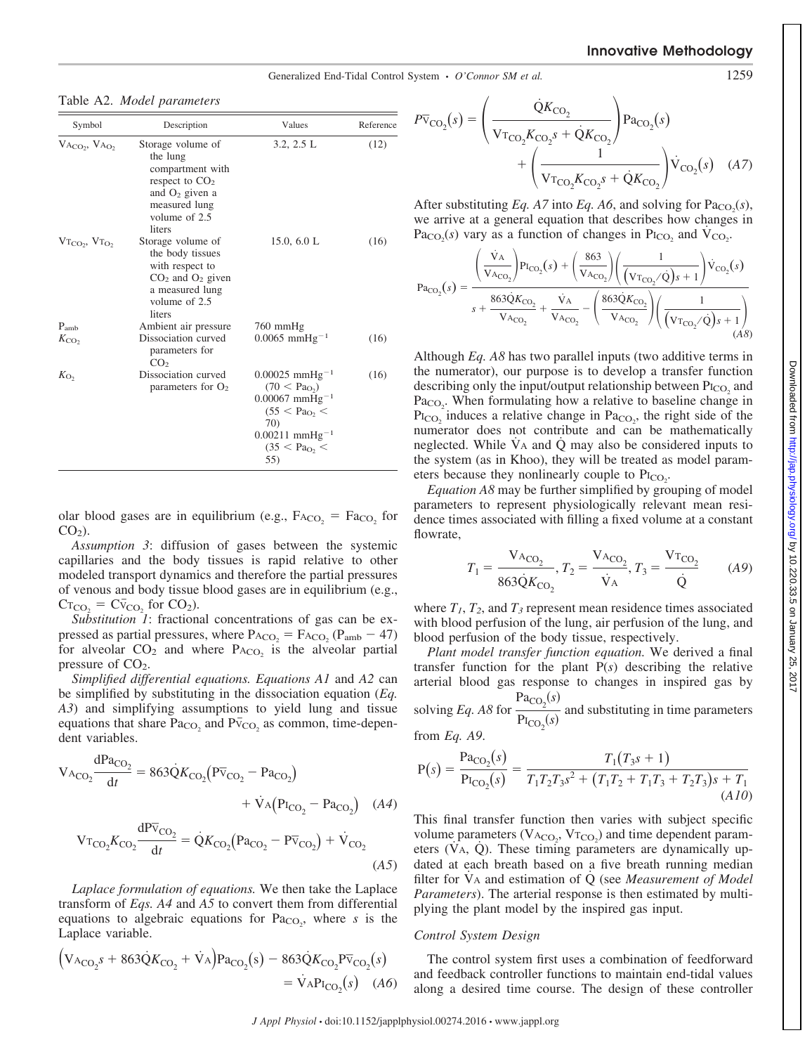Table A2. *Model parameters*

| Symbol | Description | Values | Reference |
| --- | --- | --- | --- |
| $V_{A_{CO_2}}$, $V_{A_{O_2}}$ | Storage volume of the lung compartment with respect to $CO_2$ and $O_2$ given a measured lung volume of 2.5 liters | 3.2, 2.5 L | (12) |
| $V_{T_{CO_2}}$, $V_{T_{O_2}}$ | Storage volume of the body tissues with respect to $CO_2$ and $O_2$ given a measured lung volume of 2.5 liters | 15.0, 6.0 L | (16) |
| $P_{amb}$ | Ambient air pressure | 760 mmHg | |
| $K_{CO_2}$ | Dissociation curved parameters for $CO_2$ | $0.0065\ \text{mmHg}^{-1}$ | (16) |
| $K_{O_2}$ | Dissociation curved parameters for $O_2$ | $0.00025\ \text{mmHg}^{-1}$ ($70 < Pa_{O_2}$) $0.00067\ \text{mmHg}^{-1}$ ($55 < Pa_{O_2} < 70$) $0.00211\ \text{mmHg}^{-1}$ ($35 < Pa_{O_2} < 55$) | (16) |

olar blood gases are in equilibrium (e.g., $F_{A_{CO_2}} = Fa_{CO_2}$ for $CO_2$).

*Assumption 3*: diffusion of gases between the systemic capillaries and the body tissues is rapid relative to other modeled transport dynamics and therefore the partial pressures of venous and body tissue blood gases are in equilibrium (e.g., $C_{T_{CO_2}} = C\bar{v}_{CO_2}$ for $CO_2$).

*Substitution 1*: fractional concentrations of gas can be expressed as partial pressures, where $P_{A_{CO_2}} = F_{A_{CO_2}}(P_{amb} - 47)$ for alveolar $CO_2$ and where $P_{A_{CO_2}}$ is the alveolar partial pressure of $CO_2$.

*Simplified differential equations. Equations A1* and *A2* can be simplified by substituting in the dissociation equation (*Eq. A3*) and simplifying assumptions to yield lung and tissue equations that share $Pa_{CO_2}$ and $P\bar{v}_{CO_2}$ as common, time-dependent variables.

$$V_{A_{CO_2}}\frac{dPa_{CO_2}}{dt} = 863\dot{Q}K_{CO_2}\left(P\bar{v}_{CO_2} - Pa_{CO_2}\right) + \dot{V}_A\left(P_{I_{CO_2}} - Pa_{CO_2}\right) \quad (A4)$$

$$V_{T_{CO_2}}K_{CO_2}\frac{dP\bar{v}_{CO_2}}{dt} = \dot{Q}K_{CO_2}\left(Pa_{CO_2} - P\bar{v}_{CO_2}\right) + \dot{V}_{CO_2} \quad (A5)$$

*Laplace formulation of equations.* We then take the Laplace transform of *Eqs. A4* and *A5* to convert them from differential equations to algebraic equations for $Pa_{CO_2}$, where $s$ is the Laplace variable.

$$\left(V_{A_{CO_2}}s + 863\dot{Q}K_{CO_2} + \dot{V}_A\right)Pa_{CO_2}(s) - 863\dot{Q}K_{CO_2}P\bar{v}_{CO_2}(s) = \dot{V}_A P_{I_{CO_2}}(s) \quad (A6)$$

$$P\bar{v}_{CO_2}(s) = \left(\frac{\dot{Q}K_{CO_2}}{V_{T_{CO_2}}K_{CO_2}s + \dot{Q}K_{CO_2}}\right)Pa_{CO_2}(s) + \left(\frac{1}{V_{T_{CO_2}}K_{CO_2}s + \dot{Q}K_{CO_2}}\right)\dot{V}_{CO_2}(s) \quad (A7)$$

After substituting *Eq. A7* into *Eq. A6*, and solving for $Pa_{CO_2}(s)$, we arrive at a general equation that describes how changes in $Pa_{CO_2}(s)$ vary as a function of changes in $P_{I_{CO_2}}$ and $\dot{V}_{CO_2}$.

$$Pa_{CO_2}(s) = \frac{\left(\frac{\dot{V}_A}{V_{A_{CO_2}}}\right)P_{I_{CO_2}}(s) + \left(\frac{863}{V_{A_{CO_2}}}\right)\left(\frac{1}{\left(V_{T_{CO_2}}/\dot{Q}\right)s + 1}\right)\dot{V}_{CO_2}(s)}{s + \frac{863\dot{Q}K_{CO_2}}{V_{A_{CO_2}}} + \frac{\dot{V}_A}{V_{A_{CO_2}}} - \left(\frac{863\dot{Q}K_{CO_2}}{V_{A_{CO_2}}}\right)\left(\frac{1}{\left(V_{T_{CO_2}}/\dot{Q}\right)s + 1}\right)} \quad (A8)$$

Although *Eq. A8* has two parallel inputs (two additive terms in the numerator), our purpose is to develop a transfer function describing only the input/output relationship between $P_{I_{CO_2}}$ and $Pa_{CO_2}$. When formulating how a relative to baseline change in $P_{I_{CO_2}}$ induces a relative change in $Pa_{CO_2}$, the right side of the numerator does not contribute and can be mathematically neglected. While $\dot{V}_A$ and $\dot{Q}$ may also be considered inputs to the system (as in Khoo), they will be treated as model parameters because they nonlinearly couple to $P_{I_{CO_2}}$.

*Equation A8* may be further simplified by grouping of model parameters to represent physiologically relevant mean residence times associated with filling a fixed volume at a constant flowrate,

$$T_1 = \frac{V_{A_{CO_2}}}{863\dot{Q}K_{CO_2}},\ T_2 = \frac{V_{A_{CO_2}}}{\dot{V}_A},\ T_3 = \frac{V_{T_{CO_2}}}{\dot{Q}} \quad (A9)$$

where $T_1$, $T_2$, and $T_3$ represent mean residence times associated with blood perfusion of the lung, air perfusion of the lung, and blood perfusion of the body tissue, respectively.

*Plant model transfer function equation.* We derived a final transfer function for the plant $P(s)$ describing the relative arterial blood gas response to changes in inspired gas by solving *Eq. A8* for $\frac{Pa_{CO_2}(s)}{P_{I_{CO_2}}(s)}$ and substituting in time parameters from *Eq. A9*.

$$P(s) = \frac{Pa_{CO_2}(s)}{P_{I_{CO_2}}(s)} = \frac{T_1(T_3s + 1)}{T_1T_2T_3s^2 + (T_1T_2 + T_1T_3 + T_2T_3)s + T_1} \quad (A10)$$

This final transfer function then varies with subject specific volume parameters ($V_{A_{CO_2}}$, $V_{T_{CO_2}}$) and time dependent parameters ($\dot{V}_A$, $\dot{Q}$). These timing parameters are dynamically updated at each breath based on a five breath running median filter for $\dot{V}_A$ and estimation of $\dot{Q}$ (see *Measurement of Model Parameters*). The arterial response is then estimated by multiplying the plant model by the inspired gas input.

### *Control System Design*

The control system first uses a combination of feedforward and feedback controller functions to maintain end-tidal values along a desired time course. The design of these controller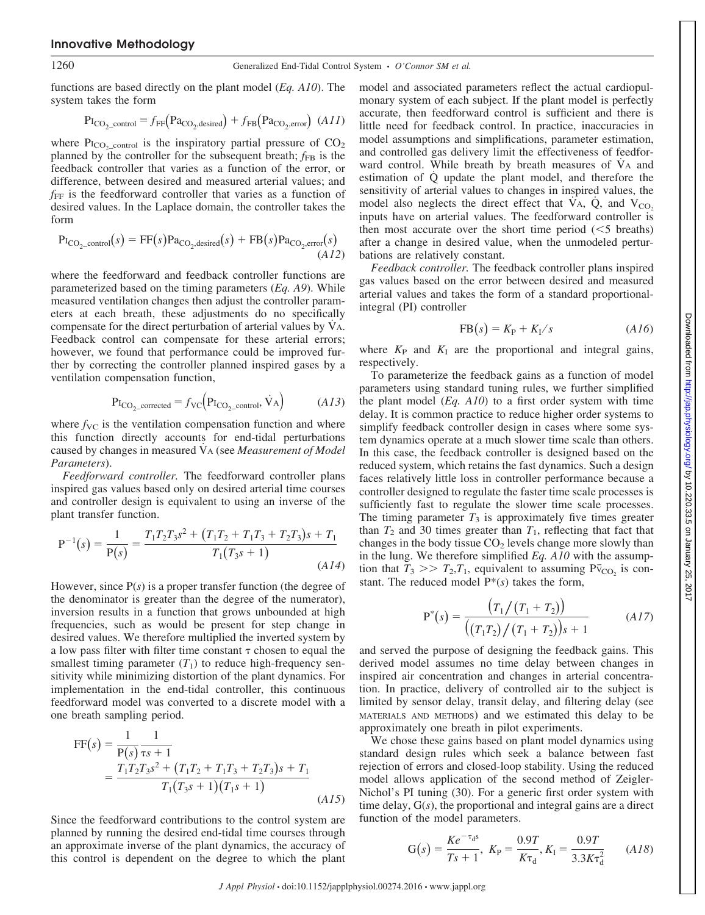functions are based directly on the plant model (*Eq. A10*). The system takes the form

$$P_{I_{CO_2\_control}} = f_{FF}\left(Pa_{CO_2,desired}\right) + f_{FB}\left(Pa_{CO_2,error}\right) \quad (A11)$$

where $P_{I_{CO_2\_control}}$ is the inspiratory partial pressure of $CO_2$ planned by the controller for the subsequent breath; $f_{FB}$ is the feedback controller that varies as a function of the error, or difference, between desired and measured arterial values; and $f_{FF}$ is the feedforward controller that varies as a function of desired values. In the Laplace domain, the controller takes the form

$$P_{I_{CO_2\_control}}(s) = FF(s)Pa_{CO_2,desired}(s) + FB(s)Pa_{CO_2,error}(s) \quad (A12)$$

where the feedforward and feedback controller functions are parameterized based on the timing parameters (*Eq. A9*). While measured ventilation changes then adjust the controller parameters at each breath, these adjustments do no specifically compensate for the direct perturbation of arterial values by $\dot{V}_A$. Feedback control can compensate for these arterial errors; however, we found that performance could be improved further by correcting the controller planned inspired gases by a ventilation compensation function,

$$P_{I_{CO_2\_corrected}} = f_{VC}\left(P_{I_{CO_2\_control}}, \dot{V}_A\right) \quad (A13)$$

where $f_{VC}$ is the ventilation compensation function and where this function directly accounts for end-tidal perturbations caused by changes in measured $\dot{V}_A$ (see *Measurement of Model Parameters*).

*Feedforward controller.* The feedforward controller plans inspired gas values based only on desired arterial time courses and controller design is equivalent to using an inverse of the plant transfer function.

$$P^{-1}(s) = \frac{1}{P(s)} = \frac{T_1T_2T_3s^2 + (T_1T_2 + T_1T_3 + T_2T_3)s + T_1}{T_1(T_3s + 1)} \quad (A14)$$

However, since P(*s*) is a proper transfer function (the degree of the denominator is greater than the degree of the numerator), inversion results in a function that grows unbounded at high frequencies, such as would be present for step change in desired values. We therefore multiplied the inverted system by a low pass filter with filter time constant $\tau$ chosen to equal the smallest timing parameter ($T_1$) to reduce high-frequency sensitivity while minimizing distortion of the plant dynamics. For implementation in the end-tidal controller, this continuous feedforward model was converted to a discrete model with a one breath sampling period.

$$FF(s) = \frac{1}{P(s)}\frac{1}{\tau s + 1} = \frac{T_1T_2T_3s^2 + (T_1T_2 + T_1T_3 + T_2T_3)s + T_1}{T_1(T_3s + 1)(T_1s + 1)} \quad (A15)$$

Since the feedforward contributions to the control system are planned by running the desired end-tidal time courses through an approximate inverse of the plant dynamics, the accuracy of this control is dependent on the degree to which the plant model and associated parameters reflect the actual cardiopulmonary system of each subject. If the plant model is perfectly accurate, then feedforward control is sufficient and there is little need for feedback control. In practice, inaccuracies in model assumptions and simplifications, parameter estimation, and controlled gas delivery limit the effectiveness of feedforward control. While breath by breath measures of $\dot{V}_A$ and estimation of $\dot{Q}$ update the plant model, and therefore the sensitivity of arterial values to changes in inspired values, the model also neglects the direct effect that $\dot{V}_A$, $\dot{Q}$, and $V_{CO_2}$ inputs have on arterial values. The feedforward controller is then most accurate over the short time period (<5 breaths) after a change in desired value, when the unmodeled perturbations are relatively constant.

*Feedback controller.* The feedback controller plans inspired gas values based on the error between desired and measured arterial values and takes the form of a standard proportional-integral (PI) controller

$$FB(s) = K_P + K_I/s \quad (A16)$$

where $K_P$ and $K_I$ are the proportional and integral gains, respectively.

To parameterize the feedback gains as a function of model parameters using standard tuning rules, we further simplified the plant model (*Eq. A10*) to a first order system with time delay. It is common practice to reduce higher order systems to simplify feedback controller design in cases where some system dynamics operate at a much slower time scale than others. In this case, the feedback controller is designed based on the reduced system, which retains the fast dynamics. Such a design faces relatively little loss in controller performance because a controller designed to regulate the faster time scale processes is sufficiently fast to regulate the slower time scale processes. The timing parameter $T_3$ is approximately five times greater than $T_2$ and 30 times greater than $T_1$, reflecting that fact that changes in the body tissue $CO_2$ levels change more slowly than in the lung. We therefore simplified *Eq. A10* with the assumption that $T_3 >> T_2,T_1$, equivalent to assuming $P\bar{v}_{CO_2}$ is constant. The reduced model $P^*(s)$ takes the form,

$$P^*(s) = \frac{\left(T_1/(T_1 + T_2)\right)}{\left((T_1T_2)/(T_1 + T_2)\right)s + 1} \quad (A17)$$

and served the purpose of designing the feedback gains. This derived model assumes no time delay between changes in inspired air concentration and changes in arterial concentration. In practice, delivery of controlled air to the subject is limited by sensor delay, transit delay, and filtering delay (see MATERIALS AND METHODS) and we estimated this delay to be approximately one breath in pilot experiments.

We chose these gains based on plant model dynamics using standard design rules which seek a balance between fast rejection of errors and closed-loop stability. Using the reduced model allows application of the second method of Zeigler-Nichol's PI tuning (30). For a generic first order system with time delay, G(*s*), the proportional and integral gains are a direct function of the model parameters.

$$G(s) = \frac{Ke^{-\tau_d s}}{Ts + 1},\ K_P = \frac{0.9T}{K\tau_d}, K_I = \frac{0.9T}{3.3K\tau_d^2} \quad (A18)$$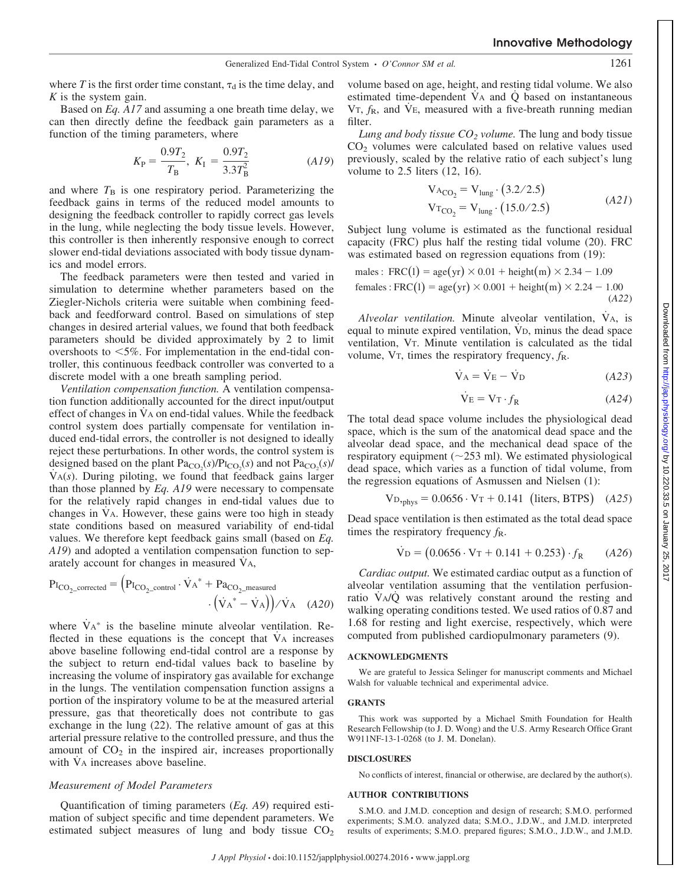where $T$ is the first order time constant, $\tau_d$ is the time delay, and $K$ is the system gain.

Based on *Eq. A17* and assuming a one breath time delay, we can then directly define the feedback gain parameters as a function of the timing parameters, where

$$K_P = \frac{0.9T_2}{T_B},\ K_I = \frac{0.9T_2}{3.3T_B^2} \quad (A19)$$

and where $T_B$ is one respiratory period. Parameterizing the feedback gains in terms of the reduced model amounts to designing the feedback controller to rapidly correct gas levels in the lung, while neglecting the body tissue levels. However, this controller is then inherently responsive enough to correct slower end-tidal deviations associated with body tissue dynamics and model errors.

The feedback parameters were then tested and varied in simulation to determine whether parameters based on the Ziegler-Nichols criteria were suitable when combining feedback and feedforward control. Based on simulations of step changes in desired arterial values, we found that both feedback parameters should be divided approximately by 2 to limit overshoots to <5%. For implementation in the end-tidal controller, this continuous feedback controller was converted to a discrete model with a one breath sampling period.

*Ventilation compensation function.* A ventilation compensation function additionally accounted for the direct input/output effect of changes in $\dot{V}_A$ on end-tidal values. While the feedback control system does partially compensate for ventilation induced end-tidal errors, the controller is not designed to ideally reject these perturbations. In other words, the control system is designed based on the plant $Pa_{CO_2}(s)/PI_{CO_2}(s)$ and not $Pa_{CO_2}(s)/\dot{V}_A(s)$. During piloting, we found that feedback gains larger than those planned by *Eq. A19* were necessary to compensate for the relatively rapid changes in end-tidal values due to changes in $\dot{V}_A$. However, these gains were too high in steady state conditions based on measured variability of end-tidal values. We therefore kept feedback gains small (based on *Eq. A19*) and adopted a ventilation compensation function to separately account for changes in measured $\dot{V}_A$,

$$PI_{CO_2\_corrected} = \left(PI_{CO_2\_control} \cdot \dot{V}_A^* + Pa_{CO_2\_measured} \cdot \left(\dot{V}_A^* - \dot{V}_A\right)\right)/\dot{V}_A \quad (A20)$$

where $\dot{V}_A^*$ is the baseline minute alveolar ventilation. Reflected in these equations is the concept that $\dot{V}_A$ increases above baseline following end-tidal control are a response by the subject to return end-tidal values back to baseline by increasing the volume of inspiratory gas available for exchange in the lungs. The ventilation compensation function assigns a portion of the inspiratory volume to be at the measured arterial pressure, gas that theoretically does not contribute to gas exchange in the lung (22). The relative amount of gas at this arterial pressure relative to the controlled pressure, and thus the amount of $CO_2$ in the inspired air, increases proportionally with $\dot{V}_A$ increases above baseline.

### *Measurement of Model Parameters*

Quantification of timing parameters (*Eq. A9*) required estimation of subject specific and time dependent parameters. We estimated subject measures of lung and body tissue $CO_2$ volume based on age, height, and resting tidal volume. We also estimated time-dependent $\dot{V}_A$ and $\dot{Q}$ based on instantaneous $V_T$, $f_R$, and $\dot{V}_E$, measured with a five-breath running median filter.

*Lung and body tissue $CO_2$ volume.* The lung and body tissue $CO_2$ volumes were calculated based on relative values used previously, scaled by the relative ratio of each subject's lung volume to 2.5 liters (12, 16).

$$V_{A_{CO_2}} = V_{lung} \cdot (3.2/2.5)$$
$$V_{T_{CO_2}} = V_{lung} \cdot (15.0/2.5) \quad (A21)$$

Subject lung volume is estimated as the functional residual capacity (FRC) plus half the resting tidal volume (20). FRC was estimated based on regression equations from (19):

$$\text{males: FRC(l)} = \text{age(yr)} \times 0.01 + \text{height(m)} \times 2.34 - 1.09$$
$$\text{females: FRC(l)} = \text{age(yr)} \times 0.001 + \text{height(m)} \times 2.24 - 1.00 \quad (A22)$$

*Alveolar ventilation.* Minute alveolar ventilation, $\dot{V}_A$, is equal to minute expired ventilation, $\dot{V}_D$, minus the dead space ventilation, $V_T$. Minute ventilation is calculated as the tidal volume, $V_T$, times the respiratory frequency, $f_R$.

$$\dot{V}_A = \dot{V}_E - \dot{V}_D \quad (A23)$$

$$\dot{V}_E = V_T \cdot f_R \quad (A24)$$

The total dead space volume includes the physiological dead space, which is the sum of the anatomical dead space and the alveolar dead space, and the mechanical dead space of the respiratory equipment (~253 ml). We estimated physiological dead space, which varies as a function of tidal volume, from the regression equations of Asmussen and Nielsen (1):

$$V_{D,phys} = 0.0656 \cdot V_T + 0.141 \ \ (\text{liters, BTPS}) \quad (A25)$$

Dead space ventilation is then estimated as the total dead space times the respiratory frequency $f_R$.

$$\dot{V}_D = (0.0656 \cdot V_T + 0.141 + 0.253) \cdot f_R \quad (A26)$$

*Cardiac output.* We estimated cardiac output as a function of alveolar ventilation assuming that the ventilation perfusion-ratio $\dot{V}_A/\dot{Q}$ was relatively constant around the resting and walking operating conditions tested. We used ratios of 0.87 and 1.68 for resting and light exercise, respectively, which were computed from published cardiopulmonary parameters (9).

## ACKNOWLEDGMENTS

We are grateful to Jessica Selinger for manuscript comments and Michael Walsh for valuable technical and experimental advice.

## GRANTS

This work was supported by a Michael Smith Foundation for Health Research Fellowship (to J. D. Wong) and the U.S. Army Research Office Grant W911NF-13-1-0268 (to J. M. Donelan).

## DISCLOSURES

No conflicts of interest, financial or otherwise, are declared by the author(s).

## AUTHOR CONTRIBUTIONS

S.M.O. and J.M.D. conception and design of research; S.M.O. performed experiments; S.M.O. analyzed data; S.M.O., J.D.W., and J.M.D. interpreted results of experiments; S.M.O. prepared figures; S.M.O., J.D.W., and J.M.D.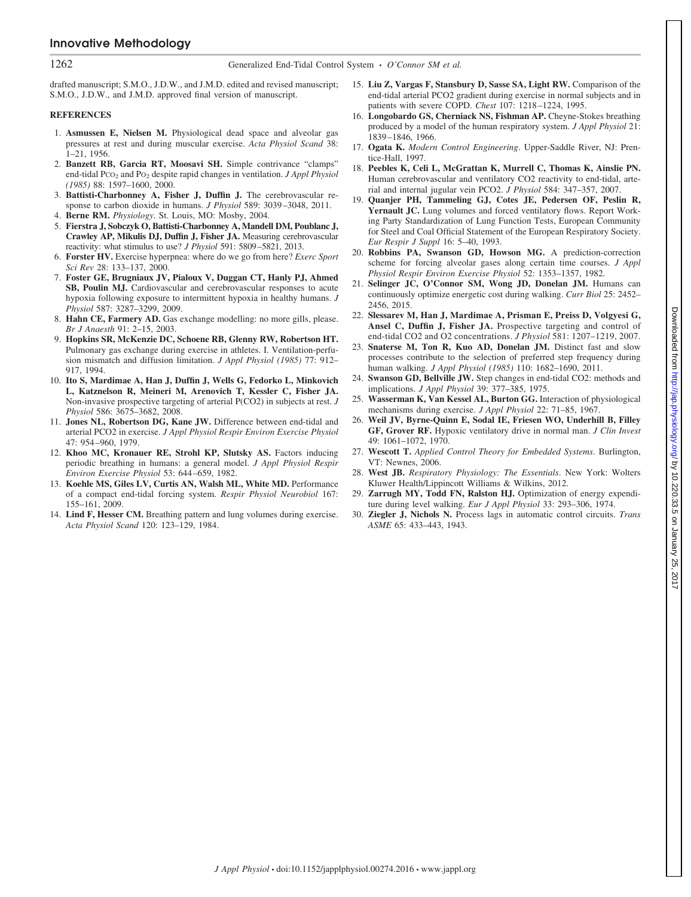drafted manuscript; S.M.O., J.D.W., and J.M.D. edited and revised manuscript; S.M.O., J.D.W., and J.M.D. approved final version of manuscript.

## REFERENCES

1. **Asmussen E, Nielsen M.** Physiological dead space and alveolar gas pressures at rest and during muscular exercise. *Acta Physiol Scand* 38: 1–21, 1956.
2. **Banzett RB, Garcia RT, Moosavi SH.** Simple contrivance "clamps" end-tidal $P_{CO_2}$ and $P_{O_2}$ despite rapid changes in ventilation. *J Appl Physiol (1985)* 88: 1597–1600, 2000.
3. **Battisti-Charbonney A, Fisher J, Duffin J.** The cerebrovascular response to carbon dioxide in humans. *J Physiol* 589: 3039–3048, 2011.
4. **Berne RM.** *Physiology*. St. Louis, MO: Mosby, 2004.
5. **Fierstra J, Sobczyk O, Battisti-Charbonney A, Mandell DM, Poublanc J, Crawley AP, Mikulis DJ, Duffin J, Fisher JA.** Measuring cerebrovascular reactivity: what stimulus to use? *J Physiol* 591: 5809–5821, 2013.
6. **Forster HV.** Exercise hyperpnea: where do we go from here? *Exerc Sport Sci Rev* 28: 133–137, 2000.
7. **Foster GE, Brugniaux JV, Pialoux V, Duggan CT, Hanly PJ, Ahmed SB, Poulin MJ.** Cardiovascular and cerebrovascular responses to acute hypoxia following exposure to intermittent hypoxia in healthy humans. *J Physiol* 587: 3287–3299, 2009.
8. **Hahn CE, Farmery AD.** Gas exchange modelling: no more gills, please. *Br J Anaesth* 91: 2–15, 2003.
9. **Hopkins SR, McKenzie DC, Schoene RB, Glenny RW, Robertson HT.** Pulmonary gas exchange during exercise in athletes. I. Ventilation-perfusion mismatch and diffusion limitation. *J Appl Physiol (1985)* 77: 912–917, 1994.
10. **Ito S, Mardimae A, Han J, Duffin J, Wells G, Fedorko L, Minkovich L, Katznelson R, Meineri M, Arenovich T, Kessler C, Fisher JA.** Non-invasive prospective targeting of arterial P(CO2) in subjects at rest. *J Physiol* 586: 3675–3682, 2008.
11. **Jones NL, Robertson DG, Kane JW.** Difference between end-tidal and arterial PCO2 in exercise. *J Appl Physiol Respir Environ Exercise Physiol* 47: 954–960, 1979.
12. **Khoo MC, Kronauer RE, Strohl KP, Slutsky AS.** Factors inducing periodic breathing in humans: a general model. *J Appl Physiol Respir Environ Exercise Physiol* 53: 644–659, 1982.
13. **Koehle MS, Giles LV, Curtis AN, Walsh ML, White MD.** Performance of a compact end-tidal forcing system. *Respir Physiol Neurobiol* 167: 155–161, 2009.
14. **Lind F, Hesser CM.** Breathing pattern and lung volumes during exercise. *Acta Physiol Scand* 120: 123–129, 1984.
15. **Liu Z, Vargas F, Stansbury D, Sasse SA, Light RW.** Comparison of the end-tidal arterial PCO2 gradient during exercise in normal subjects and in patients with severe COPD. *Chest* 107: 1218–1224, 1995.
16. **Longobardo GS, Cherniack NS, Fishman AP.** Cheyne-Stokes breathing produced by a model of the human respiratory system. *J Appl Physiol* 21: 1839–1846, 1966.
17. **Ogata K.** *Modern Control Engineering*. Upper-Saddle River, NJ: Prentice-Hall, 1997.
18. **Peebles K, Celi L, McGrattan K, Murrell C, Thomas K, Ainslie PN.** Human cerebrovascular and ventilatory CO2 reactivity to end-tidal, arterial and internal jugular vein PCO2. *J Physiol* 584: 347–357, 2007.
19. **Quanjer PH, Tammeling GJ, Cotes JE, Pedersen OF, Peslin R, Yernault JC.** Lung volumes and forced ventilatory flows. Report Working Party Standardization of Lung Function Tests, European Community for Steel and Coal Official Statement of the European Respiratory Society. *Eur Respir J Suppl* 16: 5–40, 1993.
20. **Robbins PA, Swanson GD, Howson MG.** A prediction-correction scheme for forcing alveolar gases along certain time courses. *J Appl Physiol Respir Environ Exercise Physiol* 52: 1353–1357, 1982.
21. **Selinger JC, O'Connor SM, Wong JD, Donelan JM.** Humans can continuously optimize energetic cost during walking. *Curr Biol* 25: 2452–2456, 2015.
22. **Slessarev M, Han J, Mardimae A, Prisman E, Preiss D, Volgyesi G, Ansel C, Duffin J, Fisher JA.** Prospective targeting and control of end-tidal CO2 and O2 concentrations. *J Physiol* 581: 1207–1219, 2007.
23. **Snaterse M, Ton R, Kuo AD, Donelan JM.** Distinct fast and slow processes contribute to the selection of preferred step frequency during human walking. *J Appl Physiol (1985)* 110: 1682–1690, 2011.
24. **Swanson GD, Bellville JW.** Step changes in end-tidal CO2: methods and implications. *J Appl Physiol* 39: 377–385, 1975.
25. **Wasserman K, Van Kessel AL, Burton GG.** Interaction of physiological mechanisms during exercise. *J Appl Physiol* 22: 71–85, 1967.
26. **Weil JV, Byrne-Quinn E, Sodal IE, Friesen WO, Underhill B, Filley GF, Grover RF.** Hypoxic ventilatory drive in normal man. *J Clin Invest* 49: 1061–1072, 1970.
27. **Wescott T.** *Applied Control Theory for Embedded Systems*. Burlington, VT: Newnes, 2006.
28. **West JB.** *Respiratory Physiology: The Essentials*. New York: Wolters Kluwer Health/Lippincott Williams & Wilkins, 2012.
29. **Zarrugh MY, Todd FN, Ralston HJ.** Optimization of energy expenditure during level walking. *Eur J Appl Physiol* 33: 293–306, 1974.
30. **Ziegler J, Nichols N.** Process lags in automatic control circuits. *Trans ASME* 65: 433–443, 1943.